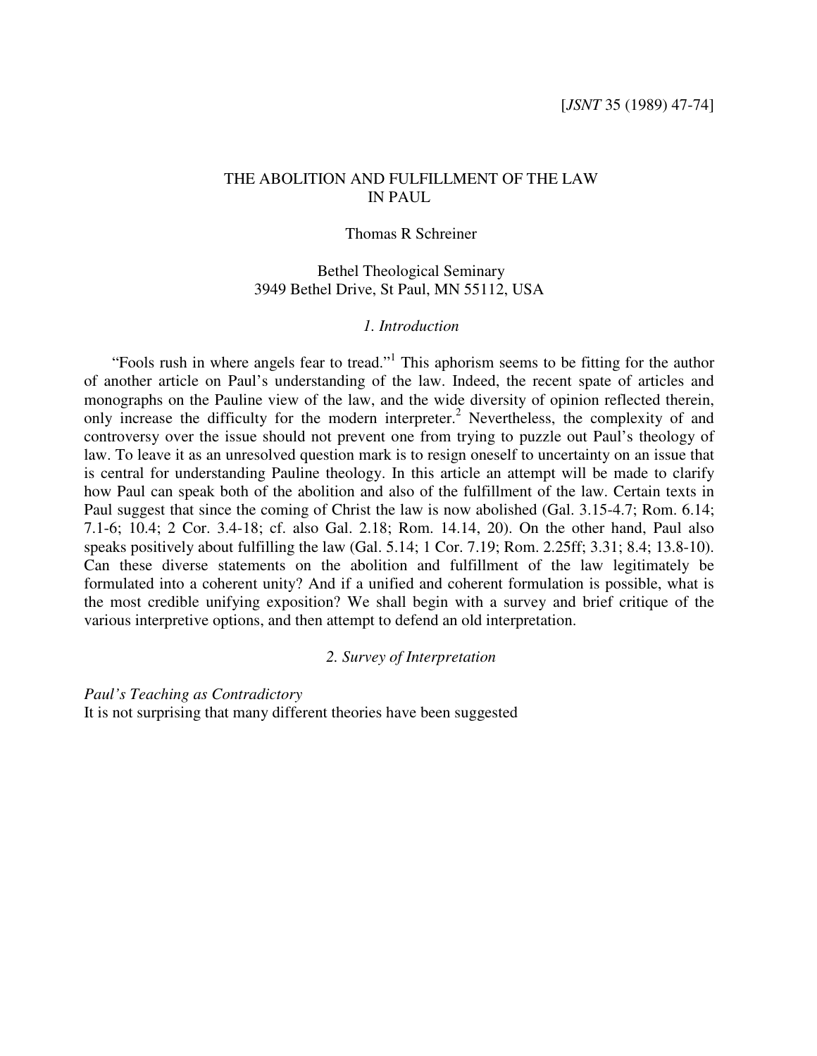[*JSNT* 35 (1989) 47-74]

# THE ABOLITION AND FULFILLMENT OF THE LAW IN PAUL

Thomas R Schreiner

Bethel Theological Seminary
3949 Bethel Drive, St Paul, MN 55112, USA

## *1. Introduction*

"Fools rush in where angels fear to tread."[1] This aphorism seems to be fitting for the author of another article on Paul's understanding of the law. Indeed, the recent spate of articles and monographs on the Pauline view of the law, and the wide diversity of opinion reflected therein, only increase the difficulty for the modern interpreter.[2] Nevertheless, the complexity of and controversy over the issue should not prevent one from trying to puzzle out Paul's theology of law. To leave it as an unresolved question mark is to resign oneself to uncertainty on an issue that is central for understanding Pauline theology. In this article an attempt will be made to clarify how Paul can speak both of the abolition and also of the fulfillment of the law. Certain texts in Paul suggest that since the coming of Christ the law is now abolished (Gal. 3.15-4.7; Rom. 6.14; 7.1-6; 10.4; 2 Cor. 3.4-18; cf. also Gal. 2.18; Rom. 14.14, 20). On the other hand, Paul also speaks positively about fulfilling the law (Gal. 5.14; 1 Cor. 7.19; Rom. 2.25ff; 3.31; 8.4; 13.8-10). Can these diverse statements on the abolition and fulfillment of the law legitimately be formulated into a coherent unity? And if a unified and coherent formulation is possible, what is the most credible unifying exposition? We shall begin with a survey and brief critique of the various interpretive options, and then attempt to defend an old interpretation.

## *2. Survey of Interpretation*

*Paul's Teaching as Contradictory*

It is not surprising that many different theories have been suggested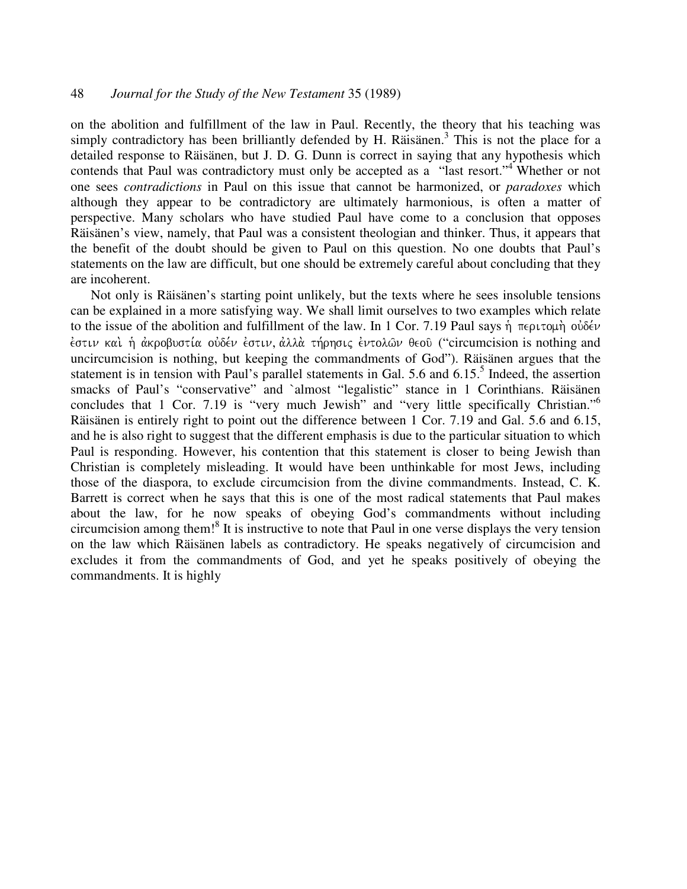on the abolition and fulfillment of the law in Paul. Recently, the theory that his teaching was simply contradictory has been brilliantly defended by H. Räisänen.[3] This is not the place for a detailed response to Räisänen, but J. D. G. Dunn is correct in saying that any hypothesis which contends that Paul was contradictory must only be accepted as a "last resort."[4] Whether or not one sees *contradictions* in Paul on this issue that cannot be harmonized, or *paradoxes* which although they appear to be contradictory are ultimately harmonious, is often a matter of perspective. Many scholars who have studied Paul have come to a conclusion that opposes Räisänen's view, namely, that Paul was a consistent theologian and thinker. Thus, it appears that the benefit of the doubt should be given to Paul on this question. No one doubts that Paul's statements on the law are difficult, but one should be extremely careful about concluding that they are incoherent.

Not only is Räisänen's starting point unlikely, but the texts where he sees insoluble tensions can be explained in a more satisfying way. We shall limit ourselves to two examples which relate to the issue of the abolition and fulfillment of the law. In 1 Cor. 7.19 Paul says ἡ περιτομὴ οὐδέν ἐστιν καὶ ἡ ἀκροβυστία οὐδέν ἐστιν, ἀλλὰ τήρησις ἐντολῶν θεοῦ ("circumcision is nothing and uncircumcision is nothing, but keeping the commandments of God"). Räisänen argues that the statement is in tension with Paul's parallel statements in Gal. 5.6 and 6.15.[5] Indeed, the assertion smacks of Paul's "conservative" and `almost "legalistic" stance in 1 Corinthians. Räisänen concludes that 1 Cor. 7.19 is "very much Jewish" and "very little specifically Christian."[6] Räisänen is entirely right to point out the difference between 1 Cor. 7.19 and Gal. 5.6 and 6.15, and he is also right to suggest that the different emphasis is due to the particular situation to which Paul is responding. However, his contention that this statement is closer to being Jewish than Christian is completely misleading. It would have been unthinkable for most Jews, including those of the diaspora, to exclude circumcision from the divine commandments. Instead, C. K. Barrett is correct when he says that this is one of the most radical statements that Paul makes about the law, for he now speaks of obeying God's commandments without including circumcision among them![8] It is instructive to note that Paul in one verse displays the very tension on the law which Räisänen labels as contradictory. He speaks negatively of circumcision and excludes it from the commandments of God, and yet he speaks positively of obeying the commandments. It is highly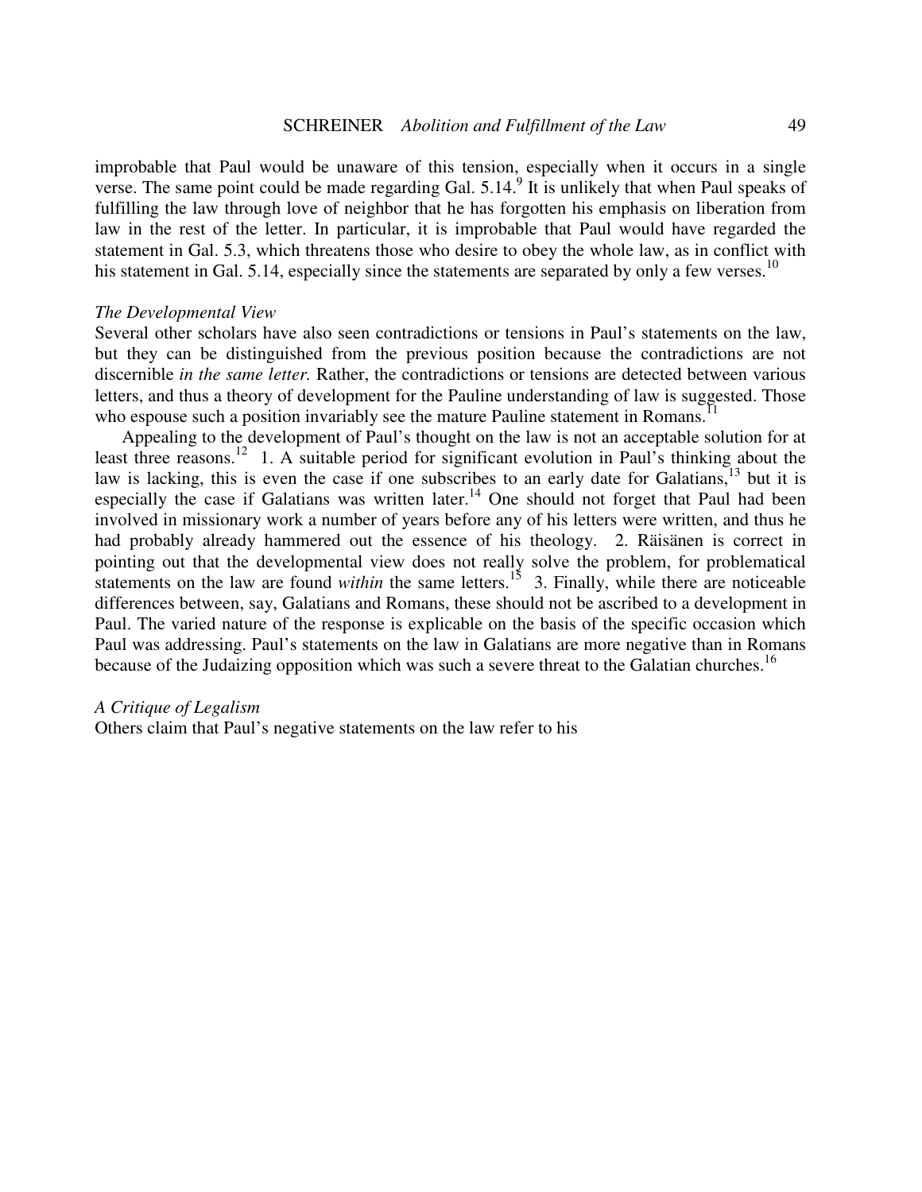improbable that Paul would be unaware of this tension, especially when it occurs in a single verse. The same point could be made regarding Gal. 5.14.[9] It is unlikely that when Paul speaks of fulfilling the law through love of neighbor that he has forgotten his emphasis on liberation from law in the rest of the letter. In particular, it is improbable that Paul would have regarded the statement in Gal. 5.3, which threatens those who desire to obey the whole law, as in conflict with his statement in Gal. 5.14, especially since the statements are separated by only a few verses.[10]

*The Developmental View*

Several other scholars have also seen contradictions or tensions in Paul's statements on the law, but they can be distinguished from the previous position because the contradictions are not discernible *in the same letter.* Rather, the contradictions or tensions are detected between various letters, and thus a theory of development for the Pauline understanding of law is suggested. Those who espouse such a position invariably see the mature Pauline statement in Romans.[11]

Appealing to the development of Paul's thought on the law is not an acceptable solution for at least three reasons.[12] 1. A suitable period for significant evolution in Paul's thinking about the law is lacking, this is even the case if one subscribes to an early date for Galatians,[13] but it is especially the case if Galatians was written later.[14] One should not forget that Paul had been involved in missionary work a number of years before any of his letters were written, and thus he had probably already hammered out the essence of his theology. 2. Räisänen is correct in pointing out that the developmental view does not really solve the problem, for problematical statements on the law are found *within* the same letters.[15] 3. Finally, while there are noticeable differences between, say, Galatians and Romans, these should not be ascribed to a development in Paul. The varied nature of the response is explicable on the basis of the specific occasion which Paul was addressing. Paul's statements on the law in Galatians are more negative than in Romans because of the Judaizing opposition which was such a severe threat to the Galatian churches.[16]

*A Critique of Legalism*

Others claim that Paul's negative statements on the law refer to his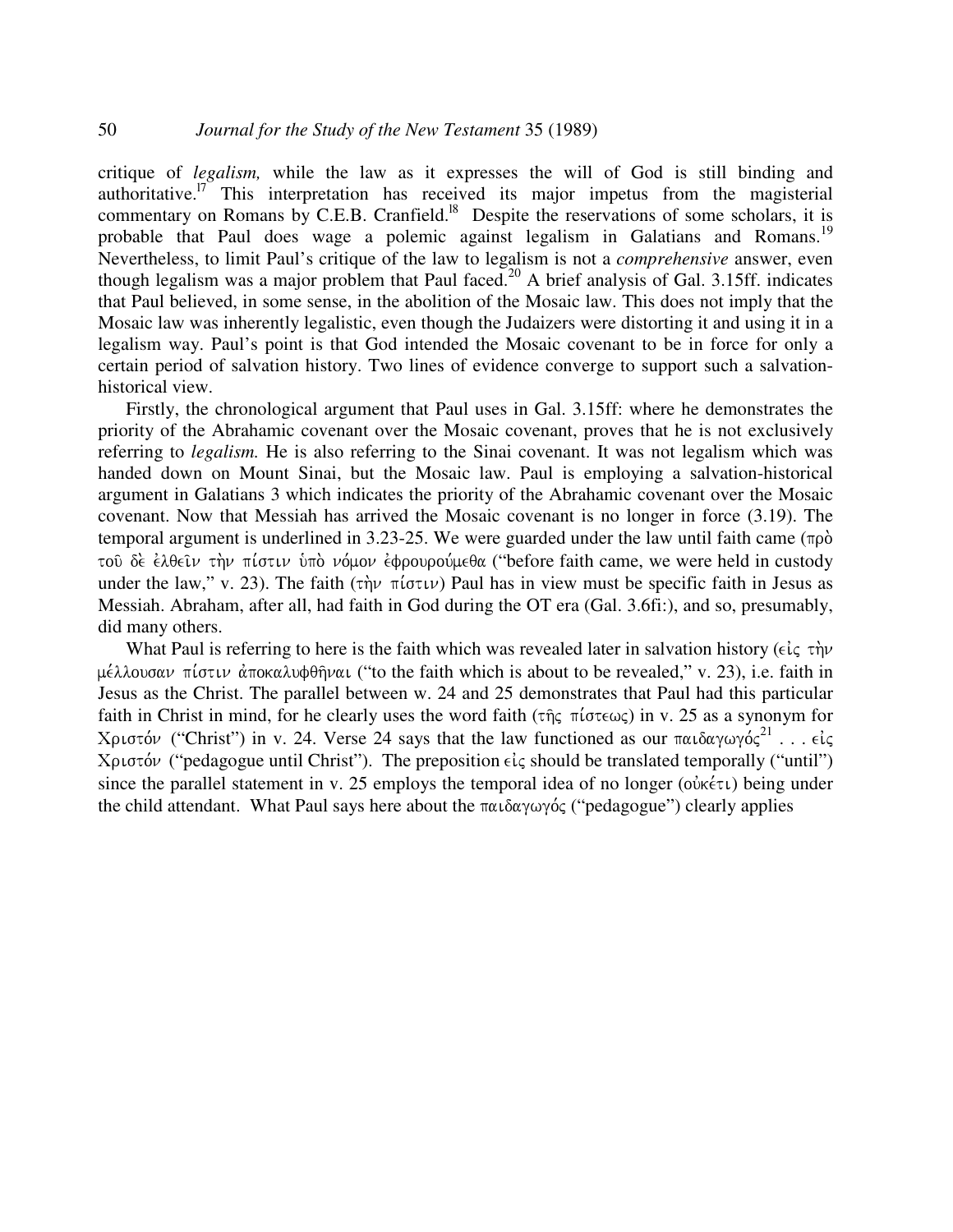critique of *legalism,* while the law as it expresses the will of God is still binding and authoritative.[17] This interpretation has received its major impetus from the magisterial commentary on Romans by C.E.B. Cranfield.[18] Despite the reservations of some scholars, it is probable that Paul does wage a polemic against legalism in Galatians and Romans.[19] Nevertheless, to limit Paul's critique of the law to legalism is not a *comprehensive* answer, even though legalism was a major problem that Paul faced.[20] A brief analysis of Gal. 3.15ff. indicates that Paul believed, in some sense, in the abolition of the Mosaic law. This does not imply that the Mosaic law was inherently legalistic, even though the Judaizers were distorting it and using it in a legalism way. Paul's point is that God intended the Mosaic covenant to be in force for only a certain period of salvation history. Two lines of evidence converge to support such a salvation-historical view.

Firstly, the chronological argument that Paul uses in Gal. 3.15ff: where he demonstrates the priority of the Abrahamic covenant over the Mosaic covenant, proves that he is not exclusively referring to *legalism.* He is also referring to the Sinai covenant. It was not legalism which was handed down on Mount Sinai, but the Mosaic law. Paul is employing a salvation-historical argument in Galatians 3 which indicates the priority of the Abrahamic covenant over the Mosaic covenant. Now that Messiah has arrived the Mosaic covenant is no longer in force (3.19). The temporal argument is underlined in 3.23-25. We were guarded under the law until faith came (πρὸ τοῦ δὲ ἐλθεῖν τὴν πίστιν ὑπὸ νόμον ἐφρουρούμεθα ("before faith came, we were held in custody under the law," v. 23). The faith (τὴν πίστιν) Paul has in view must be specific faith in Jesus as Messiah. Abraham, after all, had faith in God during the OT era (Gal. 3.6fi:), and so, presumably, did many others.

What Paul is referring to here is the faith which was revealed later in salvation history (εἰς τὴν μέλλουσαν πίστιν ἀποκαλυφθῆναι ("to the faith which is about to be revealed," v. 23), i.e. faith in Jesus as the Christ. The parallel between w. 24 and 25 demonstrates that Paul had this particular faith in Christ in mind, for he clearly uses the word faith (τῆς πίστεως) in v. 25 as a synonym for Χριστόν ("Christ") in v. 24. Verse 24 says that the law functioned as our παιδαγωγός[21] . . . εἰς Χριστόν ("pedagogue until Christ"). The preposition εἰς should be translated temporally ("until") since the parallel statement in v. 25 employs the temporal idea of no longer (οὐκέτι) being under the child attendant. What Paul says here about the παιδαγωγός ("pedagogue") clearly applies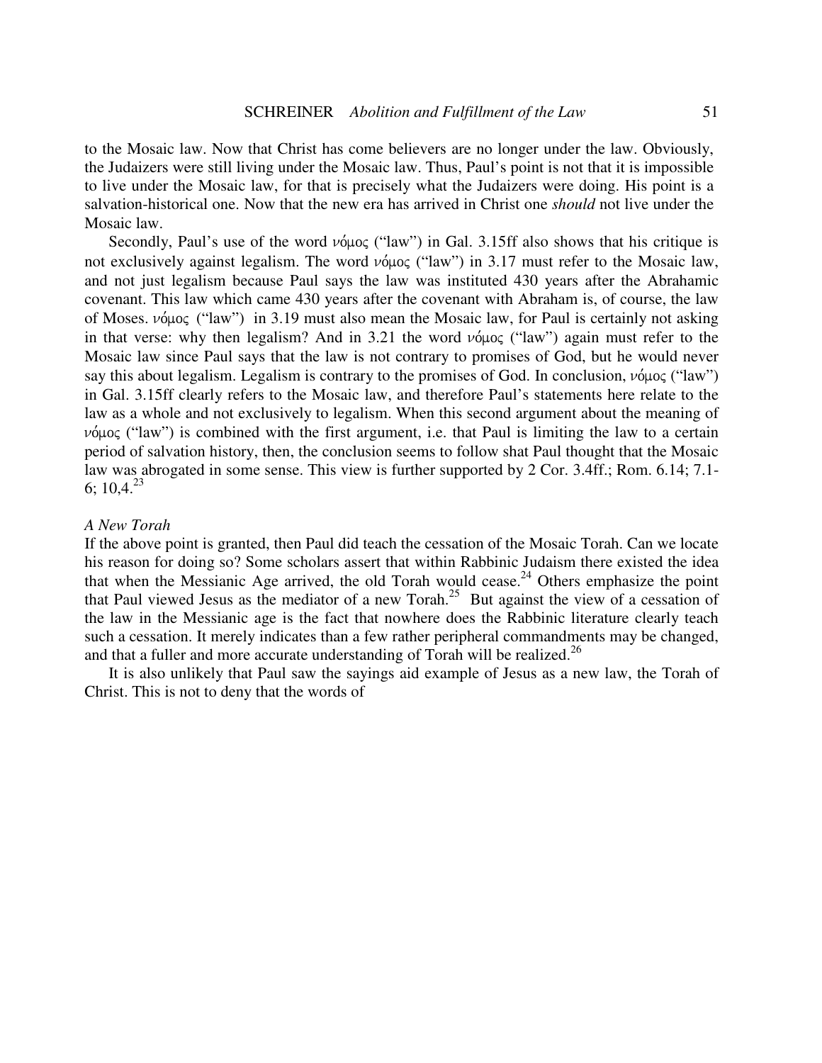to the Mosaic law. Now that Christ has come believers are no longer under the law. Obviously, the Judaizers were still living under the Mosaic law. Thus, Paul's point is not that it is impossible to live under the Mosaic law, for that is precisely what the Judaizers were doing. His point is a salvation-historical one. Now that the new era has arrived in Christ one *should* not live under the Mosaic law.

Secondly, Paul's use of the word νόμος ("law") in Gal. 3.15ff also shows that his critique is not exclusively against legalism. The word νόμος ("law") in 3.17 must refer to the Mosaic law, and not just legalism because Paul says the law was instituted 430 years after the Abrahamic covenant. This law which came 430 years after the covenant with Abraham is, of course, the law of Moses. νόμος ("law") in 3.19 must also mean the Mosaic law, for Paul is certainly not asking in that verse: why then legalism? And in 3.21 the word νόμος ("law") again must refer to the Mosaic law since Paul says that the law is not contrary to promises of God, but he would never say this about legalism. Legalism is contrary to the promises of God. In conclusion, νόμος ("law") in Gal. 3.15ff clearly refers to the Mosaic law, and therefore Paul's statements here relate to the law as a whole and not exclusively to legalism. When this second argument about the meaning of νόμος ("law") is combined with the first argument, i.e. that Paul is limiting the law to a certain period of salvation history, then, the conclusion seems to follow shat Paul thought that the Mosaic law was abrogated in some sense. This view is further supported by 2 Cor. 3.4ff.; Rom. 6.14; 7.1-6; 10,4.[23]

*A New Torah*

If the above point is granted, then Paul did teach the cessation of the Mosaic Torah. Can we locate his reason for doing so? Some scholars assert that within Rabbinic Judaism there existed the idea that when the Messianic Age arrived, the old Torah would cease.[24] Others emphasize the point that Paul viewed Jesus as the mediator of a new Torah.[25] But against the view of a cessation of the law in the Messianic age is the fact that nowhere does the Rabbinic literature clearly teach such a cessation. It merely indicates than a few rather peripheral commandments may be changed, and that a fuller and more accurate understanding of Torah will be realized.[26]

It is also unlikely that Paul saw the sayings aid example of Jesus as a new law, the Torah of Christ. This is not to deny that the words of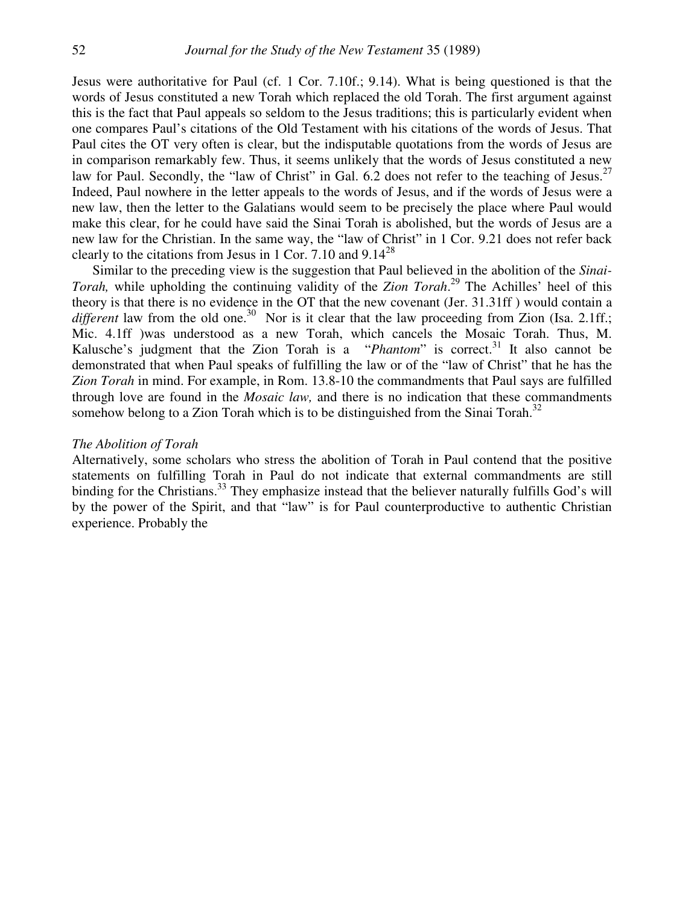Jesus were authoritative for Paul (cf. 1 Cor. 7.10f.; 9.14). What is being questioned is that the words of Jesus constituted a new Torah which replaced the old Torah. The first argument against this is the fact that Paul appeals so seldom to the Jesus traditions; this is particularly evident when one compares Paul's citations of the Old Testament with his citations of the words of Jesus. That Paul cites the OT very often is clear, but the indisputable quotations from the words of Jesus are in comparison remarkably few. Thus, it seems unlikely that the words of Jesus constituted a new law for Paul. Secondly, the "law of Christ" in Gal. 6.2 does not refer to the teaching of Jesus.[27] Indeed, Paul nowhere in the letter appeals to the words of Jesus, and if the words of Jesus were a new law, then the letter to the Galatians would seem to be precisely the place where Paul would make this clear, for he could have said the Sinai Torah is abolished, but the words of Jesus are a new law for the Christian. In the same way, the "law of Christ" in 1 Cor. 9.21 does not refer back clearly to the citations from Jesus in 1 Cor. 7.10 and 9.14[28]

Similar to the preceding view is the suggestion that Paul believed in the abolition of the *Sinai-Torah,* while upholding the continuing validity of the *Zion Torah*.[29] The Achilles' heel of this theory is that there is no evidence in the OT that the new covenant (Jer. 31.31ff ) would contain a *different* law from the old one.[30] Nor is it clear that the law proceeding from Zion (Isa. 2.1ff.; Mic. 4.1ff )was understood as a new Torah, which cancels the Mosaic Torah. Thus, M. Kalusche's judgment that the Zion Torah is a "*Phantom*" is correct.[31] It also cannot be demonstrated that when Paul speaks of fulfilling the law or of the "law of Christ" that he has the *Zion Torah* in mind. For example, in Rom. 13.8-10 the commandments that Paul says are fulfilled through love are found in the *Mosaic law,* and there is no indication that these commandments somehow belong to a Zion Torah which is to be distinguished from the Sinai Torah.[32]

*The Abolition of Torah*

Alternatively, some scholars who stress the abolition of Torah in Paul contend that the positive statements on fulfilling Torah in Paul do not indicate that external commandments are still binding for the Christians.[33] They emphasize instead that the believer naturally fulfills God's will by the power of the Spirit, and that "law" is for Paul counterproductive to authentic Christian experience. Probably the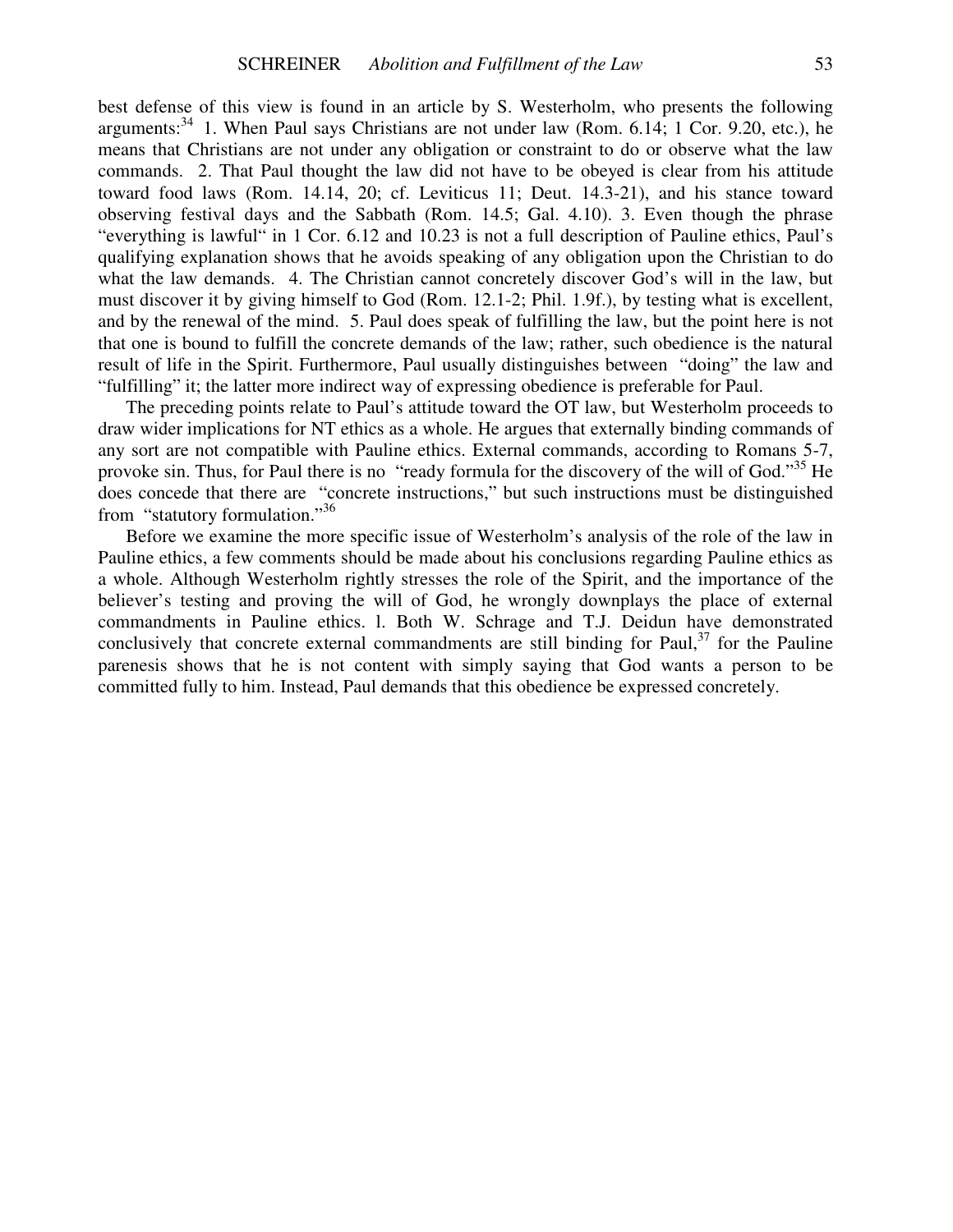best defense of this view is found in an article by S. Westerholm, who presents the following arguments:[34] 1. When Paul says Christians are not under law (Rom. 6.14; 1 Cor. 9.20, etc.), he means that Christians are not under any obligation or constraint to do or observe what the law commands. 2. That Paul thought the law did not have to be obeyed is clear from his attitude toward food laws (Rom. 14.14, 20; cf. Leviticus 11; Deut. 14.3-21), and his stance toward observing festival days and the Sabbath (Rom. 14.5; Gal. 4.10). 3. Even though the phrase "everything is lawful" in 1 Cor. 6.12 and 10.23 is not a full description of Pauline ethics, Paul's qualifying explanation shows that he avoids speaking of any obligation upon the Christian to do what the law demands. 4. The Christian cannot concretely discover God's will in the law, but must discover it by giving himself to God (Rom. 12.1-2; Phil. 1.9f.), by testing what is excellent, and by the renewal of the mind. 5. Paul does speak of fulfilling the law, but the point here is not that one is bound to fulfill the concrete demands of the law; rather, such obedience is the natural result of life in the Spirit. Furthermore, Paul usually distinguishes between "doing" the law and "fulfilling" it; the latter more indirect way of expressing obedience is preferable for Paul.

The preceding points relate to Paul's attitude toward the OT law, but Westerholm proceeds to draw wider implications for NT ethics as a whole. He argues that externally binding commands of any sort are not compatible with Pauline ethics. External commands, according to Romans 5-7, provoke sin. Thus, for Paul there is no "ready formula for the discovery of the will of God."[35] He does concede that there are "concrete instructions," but such instructions must be distinguished from "statutory formulation."[36]

Before we examine the more specific issue of Westerholm's analysis of the role of the law in Pauline ethics, a few comments should be made about his conclusions regarding Pauline ethics as a whole. Although Westerholm rightly stresses the role of the Spirit, and the importance of the believer's testing and proving the will of God, he wrongly downplays the place of external commandments in Pauline ethics. l. Both W. Schrage and T.J. Deidun have demonstrated conclusively that concrete external commandments are still binding for Paul,[37] for the Pauline parenesis shows that he is not content with simply saying that God wants a person to be committed fully to him. Instead, Paul demands that this obedience be expressed concretely.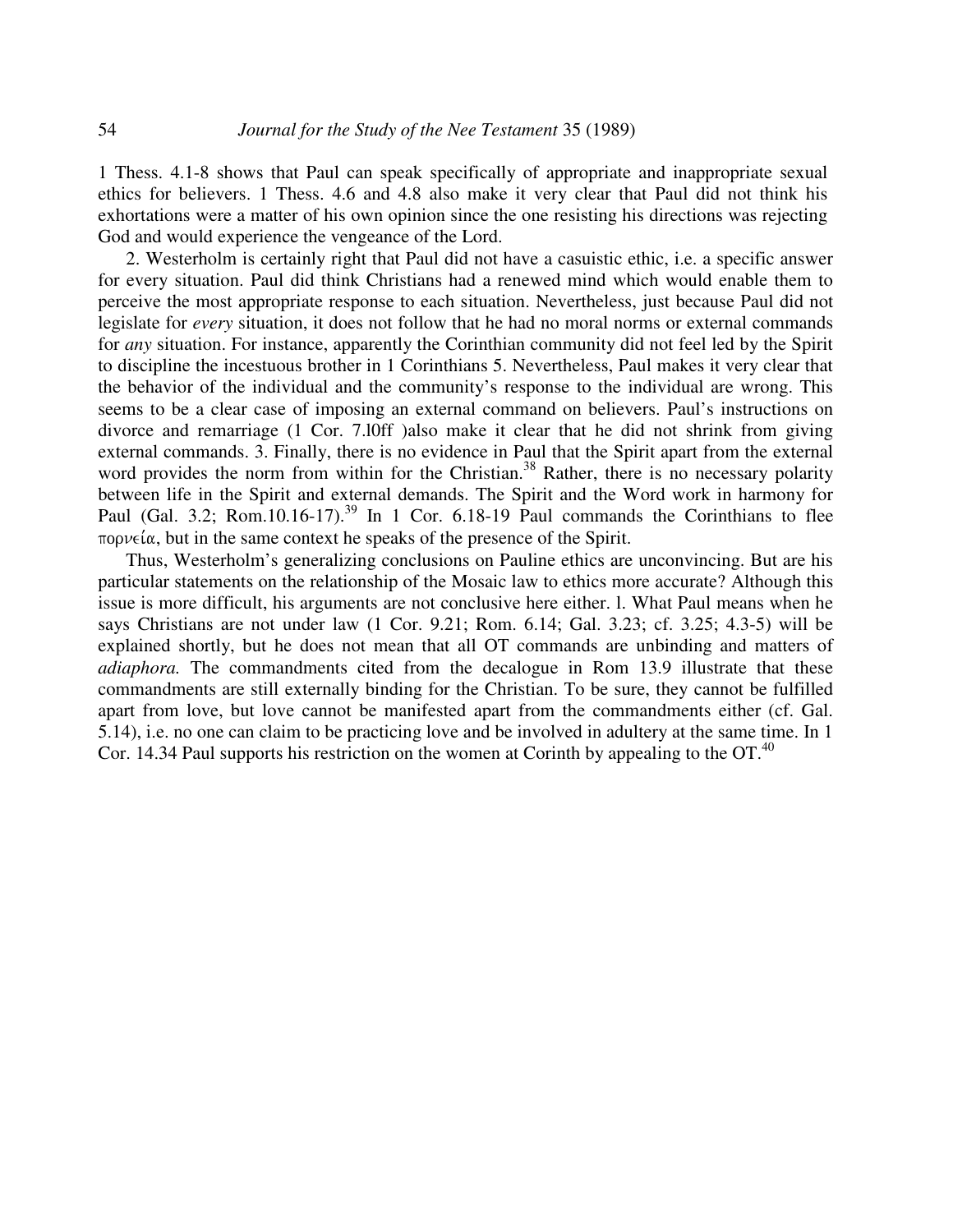1 Thess. 4.1-8 shows that Paul can speak specifically of appropriate and inappropriate sexual ethics for believers. 1 Thess. 4.6 and 4.8 also make it very clear that Paul did not think his exhortations were a matter of his own opinion since the one resisting his directions was rejecting God and would experience the vengeance of the Lord.

2. Westerholm is certainly right that Paul did not have a casuistic ethic, i.e. a specific answer for every situation. Paul did think Christians had a renewed mind which would enable them to perceive the most appropriate response to each situation. Nevertheless, just because Paul did not legislate for *every* situation, it does not follow that he had no moral norms or external commands for *any* situation. For instance, apparently the Corinthian community did not feel led by the Spirit to discipline the incestuous brother in 1 Corinthians 5. Nevertheless, Paul makes it very clear that the behavior of the individual and the community's response to the individual are wrong. This seems to be a clear case of imposing an external command on believers. Paul's instructions on divorce and remarriage (1 Cor. 7.l0ff )also make it clear that he did not shrink from giving external commands. 3. Finally, there is no evidence in Paul that the Spirit apart from the external word provides the norm from within for the Christian.[38] Rather, there is no necessary polarity between life in the Spirit and external demands. The Spirit and the Word work in harmony for Paul (Gal. 3.2; Rom.10.16-17).[39] In 1 Cor. 6.18-19 Paul commands the Corinthians to flee πορνεία, but in the same context he speaks of the presence of the Spirit.

Thus, Westerholm's generalizing conclusions on Pauline ethics are unconvincing. But are his particular statements on the relationship of the Mosaic law to ethics more accurate? Although this issue is more difficult, his arguments are not conclusive here either. l. What Paul means when he says Christians are not under law (1 Cor. 9.21; Rom. 6.14; Gal. 3.23; cf. 3.25; 4.3-5) will be explained shortly, but he does not mean that all OT commands are unbinding and matters of *adiaphora.* The commandments cited from the decalogue in Rom 13.9 illustrate that these commandments are still externally binding for the Christian. To be sure, they cannot be fulfilled apart from love, but love cannot be manifested apart from the commandments either (cf. Gal. 5.14), i.e. no one can claim to be practicing love and be involved in adultery at the same time. In 1 Cor. 14.34 Paul supports his restriction on the women at Corinth by appealing to the OT.[40]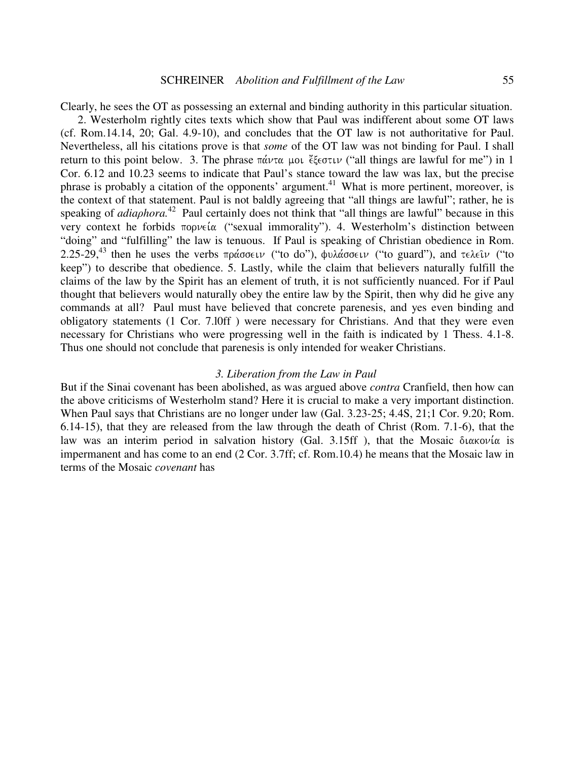Clearly, he sees the OT as possessing an external and binding authority in this particular situation.

2. Westerholm rightly cites texts which show that Paul was indifferent about some OT laws (cf. Rom.14.14, 20; Gal. 4.9-10), and concludes that the OT law is not authoritative for Paul. Nevertheless, all his citations prove is that *some* of the OT law was not binding for Paul. I shall return to this point below. 3. The phrase πάντα μοι ἔξεστιν ("all things are lawful for me") in 1 Cor. 6.12 and 10.23 seems to indicate that Paul's stance toward the law was lax, but the precise phrase is probably a citation of the opponents' argument.[41] What is more pertinent, moreover, is the context of that statement. Paul is not baldly agreeing that "all things are lawful"; rather, he is speaking of *adiaphora.*[42] Paul certainly does not think that "all things are lawful" because in this very context he forbids πορνεία ("sexual immorality"). 4. Westerholm's distinction between "doing" and "fulfilling" the law is tenuous. If Paul is speaking of Christian obedience in Rom. 2.25-29,[43] then he uses the verbs πράσσειν ("to do"), φυλάσσειν ("to guard"), and τελεῖν ("to keep") to describe that obedience. 5. Lastly, while the claim that believers naturally fulfill the claims of the law by the Spirit has an element of truth, it is not sufficiently nuanced. For if Paul thought that believers would naturally obey the entire law by the Spirit, then why did he give any commands at all? Paul must have believed that concrete parenesis, and yes even binding and obligatory statements (1 Cor. 7.l0ff ) were necessary for Christians. And that they were even necessary for Christians who were progressing well in the faith is indicated by 1 Thess. 4.1-8. Thus one should not conclude that parenesis is only intended for weaker Christians.

### *3. Liberation from the Law in Paul*

But if the Sinai covenant has been abolished, as was argued above *contra* Cranfield, then how can the above criticisms of Westerholm stand? Here it is crucial to make a very important distinction. When Paul says that Christians are no longer under law (Gal. 3.23-25; 4.4S, 21;1 Cor. 9.20; Rom. 6.14-15), that they are released from the law through the death of Christ (Rom. 7.1-6), that the law was an interim period in salvation history (Gal. 3.15ff ), that the Mosaic διακονία is impermanent and has come to an end (2 Cor. 3.7ff; cf. Rom.10.4) he means that the Mosaic law in terms of the Mosaic *covenant* has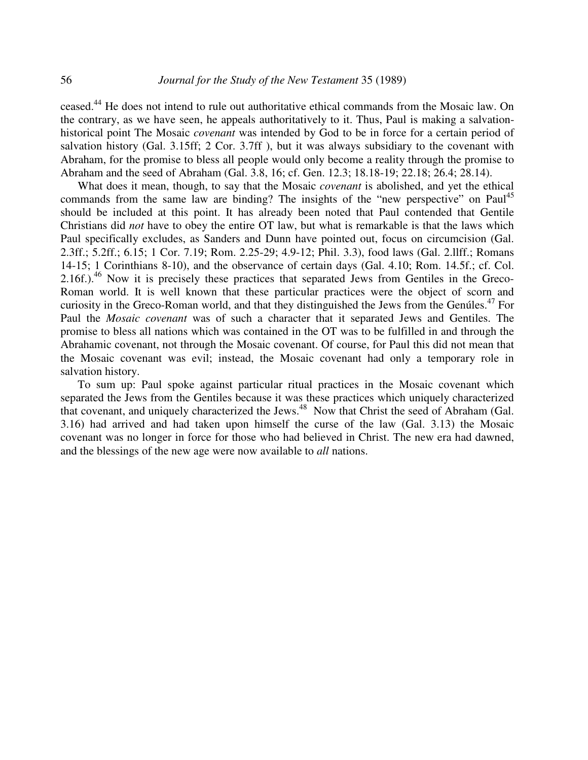ceased.[44] He does not intend to rule out authoritative ethical commands from the Mosaic law. On the contrary, as we have seen, he appeals authoritatively to it. Thus, Paul is making a salvation-historical point The Mosaic *covenant* was intended by God to be in force for a certain period of salvation history (Gal. 3.15ff; 2 Cor. 3.7ff ), but it was always subsidiary to the covenant with Abraham, for the promise to bless all people would only become a reality through the promise to Abraham and the seed of Abraham (Gal. 3.8, 16; cf. Gen. 12.3; 18.18-19; 22.18; 26.4; 28.14).

What does it mean, though, to say that the Mosaic *covenant* is abolished, and yet the ethical commands from the same law are binding? The insights of the "new perspective" on Paul[45] should be included at this point. It has already been noted that Paul contended that Gentile Christians did *not* have to obey the entire OT law, but what is remarkable is that the laws which Paul specifically excludes, as Sanders and Dunn have pointed out, focus on circumcision (Gal. 2.3ff.; 5.2ff.; 6.15; 1 Cor. 7.19; Rom. 2.25-29; 4.9-12; Phil. 3.3), food laws (Gal. 2.llff.; Romans 14-15; 1 Corinthians 8-10), and the observance of certain days (Gal. 4.10; Rom. 14.5f.; cf. Col. 2.16f.).[46] Now it is precisely these practices that separated Jews from Gentiles in the Greco-Roman world. It is well known that these particular practices were the object of scorn and curiosity in the Greco-Roman world, and that they distinguished the Jews from the Genúles.[47] For Paul the *Mosaic covenant* was of such a character that it separated Jews and Gentiles. The promise to bless all nations which was contained in the OT was to be fulfilled in and through the Abrahamic covenant, not through the Mosaic covenant. Of course, for Paul this did not mean that the Mosaic covenant was evil; instead, the Mosaic covenant had only a temporary role in salvation history.

To sum up: Paul spoke against particular ritual practices in the Mosaic covenant which separated the Jews from the Gentiles because it was these practices which uniquely characterized that covenant, and uniquely characterized the Jews.[48] Now that Christ the seed of Abraham (Gal. 3.16) had arrived and had taken upon himself the curse of the law (Gal. 3.13) the Mosaic covenant was no longer in force for those who had believed in Christ. The new era had dawned, and the blessings of the new age were now available to *all* nations.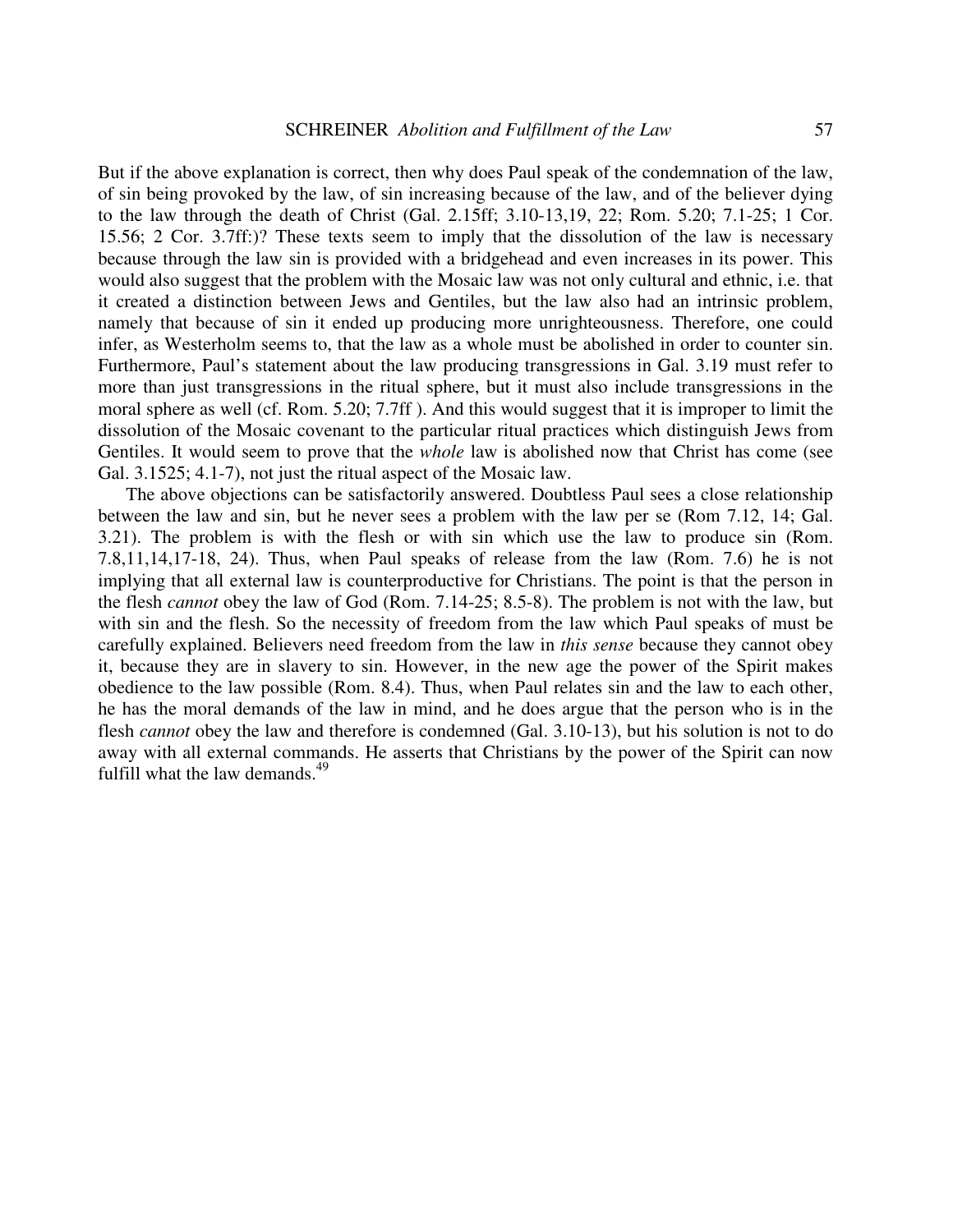But if the above explanation is correct, then why does Paul speak of the condemnation of the law, of sin being provoked by the law, of sin increasing because of the law, and of the believer dying to the law through the death of Christ (Gal. 2.15ff; 3.10-13,19, 22; Rom. 5.20; 7.1-25; 1 Cor. 15.56; 2 Cor. 3.7ff:)? These texts seem to imply that the dissolution of the law is necessary because through the law sin is provided with a bridgehead and even increases in its power. This would also suggest that the problem with the Mosaic law was not only cultural and ethnic, i.e. that it created a distinction between Jews and Gentiles, but the law also had an intrinsic problem, namely that because of sin it ended up producing more unrighteousness. Therefore, one could infer, as Westerholm seems to, that the law as a whole must be abolished in order to counter sin. Furthermore, Paul's statement about the law producing transgressions in Gal. 3.19 must refer to more than just transgressions in the ritual sphere, but it must also include transgressions in the moral sphere as well (cf. Rom. 5.20; 7.7ff ). And this would suggest that it is improper to limit the dissolution of the Mosaic covenant to the particular ritual practices which distinguish Jews from Gentiles. It would seem to prove that the *whole* law is abolished now that Christ has come (see Gal. 3.1525; 4.1-7), not just the ritual aspect of the Mosaic law.

The above objections can be satisfactorily answered. Doubtless Paul sees a close relationship between the law and sin, but he never sees a problem with the law per se (Rom 7.12, 14; Gal. 3.21). The problem is with the flesh or with sin which use the law to produce sin (Rom. 7.8,11,14,17-18, 24). Thus, when Paul speaks of release from the law (Rom. 7.6) he is not implying that all external law is counterproductive for Christians. The point is that the person in the flesh *cannot* obey the law of God (Rom. 7.14-25; 8.5-8). The problem is not with the law, but with sin and the flesh. So the necessity of freedom from the law which Paul speaks of must be carefully explained. Believers need freedom from the law in *this sense* because they cannot obey it, because they are in slavery to sin. However, in the new age the power of the Spirit makes obedience to the law possible (Rom. 8.4). Thus, when Paul relates sin and the law to each other, he has the moral demands of the law in mind, and he does argue that the person who is in the flesh *cannot* obey the law and therefore is condemned (Gal. 3.10-13), but his solution is not to do away with all external commands. He asserts that Christians by the power of the Spirit can now fulfill what the law demands.[49]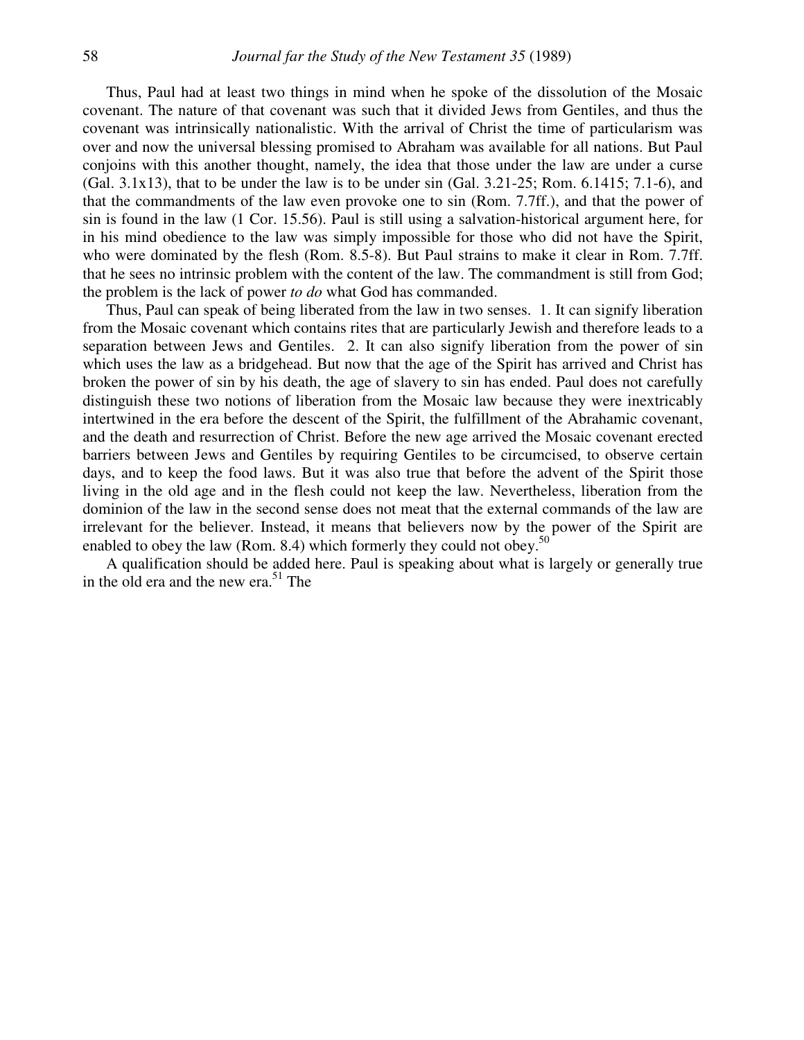Thus, Paul had at least two things in mind when he spoke of the dissolution of the Mosaic covenant. The nature of that covenant was such that it divided Jews from Gentiles, and thus the covenant was intrinsically nationalistic. With the arrival of Christ the time of particularism was over and now the universal blessing promised to Abraham was available for all nations. But Paul conjoins with this another thought, namely, the idea that those under the law are under a curse (Gal. 3.1x13), that to be under the law is to be under sin (Gal. 3.21-25; Rom. 6.1415; 7.1-6), and that the commandments of the law even provoke one to sin (Rom. 7.7ff.), and that the power of sin is found in the law (1 Cor. 15.56). Paul is still using a salvation-historical argument here, for in his mind obedience to the law was simply impossible for those who did not have the Spirit, who were dominated by the flesh (Rom. 8.5-8). But Paul strains to make it clear in Rom. 7.7ff. that he sees no intrinsic problem with the content of the law. The commandment is still from God; the problem is the lack of power *to do* what God has commanded.

Thus, Paul can speak of being liberated from the law in two senses. 1. It can signify liberation from the Mosaic covenant which contains rites that are particularly Jewish and therefore leads to a separation between Jews and Gentiles. 2. It can also signify liberation from the power of sin which uses the law as a bridgehead. But now that the age of the Spirit has arrived and Christ has broken the power of sin by his death, the age of slavery to sin has ended. Paul does not carefully distinguish these two notions of liberation from the Mosaic law because they were inextricably intertwined in the era before the descent of the Spirit, the fulfillment of the Abrahamic covenant, and the death and resurrection of Christ. Before the new age arrived the Mosaic covenant erected barriers between Jews and Gentiles by requiring Gentiles to be circumcised, to observe certain days, and to keep the food laws. But it was also true that before the advent of the Spirit those living in the old age and in the flesh could not keep the law. Nevertheless, liberation from the dominion of the law in the second sense does not meat that the external commands of the law are irrelevant for the believer. Instead, it means that believers now by the power of the Spirit are enabled to obey the law (Rom. 8.4) which formerly they could not obey.[50]

A qualification should be added here. Paul is speaking about what is largely or generally true in the old era and the new era.[51] The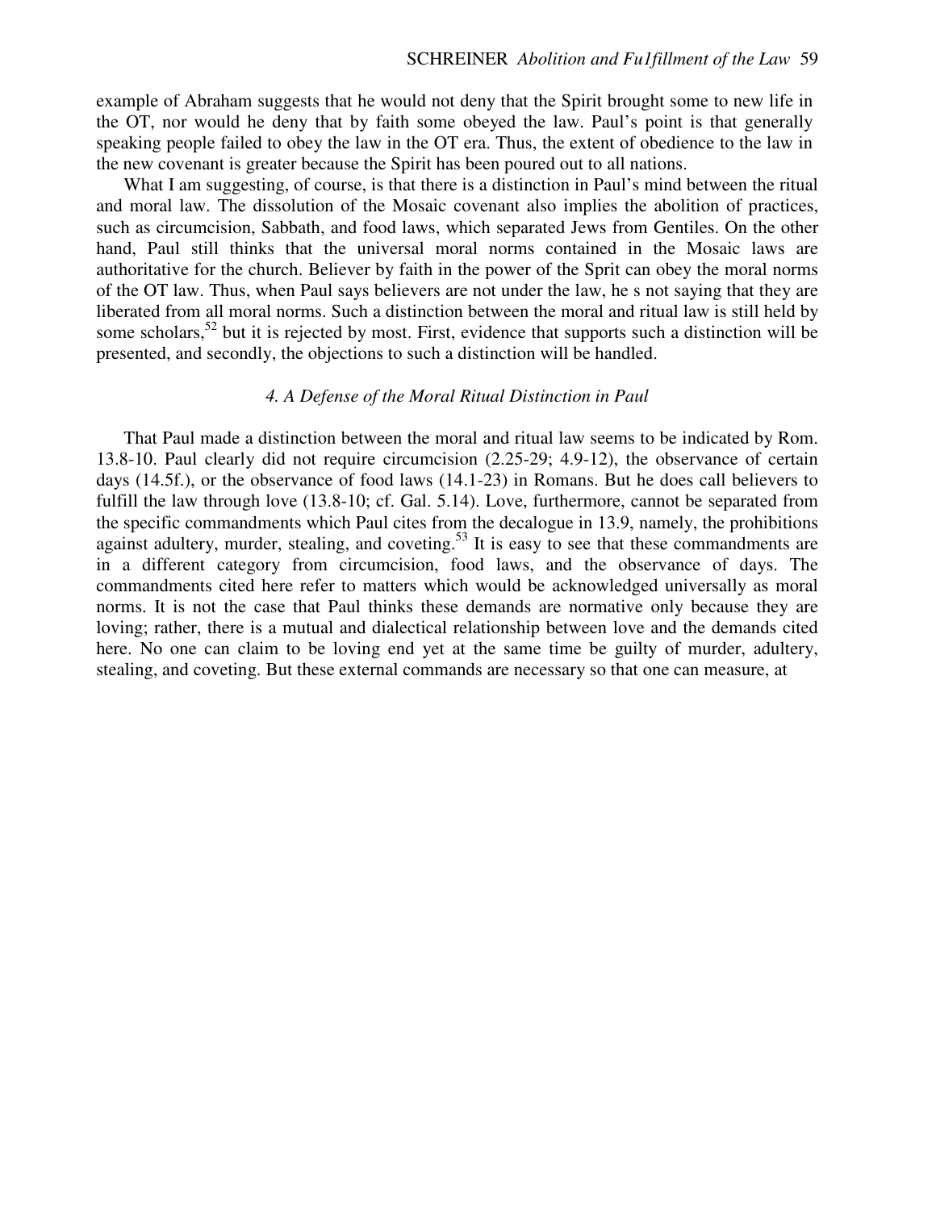example of Abraham suggests that he would not deny that the Spirit brought some to new life in the OT, nor would he deny that by faith some obeyed the law. Paul's point is that generally speaking people failed to obey the law in the OT era. Thus, the extent of obedience to the law in the new covenant is greater because the Spirit has been poured out to all nations.

What I am suggesting, of course, is that there is a distinction in Paul's mind between the ritual and moral law. The dissolution of the Mosaic covenant also implies the abolition of practices, such as circumcision, Sabbath, and food laws, which separated Jews from Gentiles. On the other hand, Paul still thinks that the universal moral norms contained in the Mosaic laws are authoritative for the church. Believer by faith in the power of the Sprit can obey the moral norms of the OT law. Thus, when Paul says believers are not under the law, he s not saying that they are liberated from all moral norms. Such a distinction between the moral and ritual law is still held by some scholars,[52] but it is rejected by most. First, evidence that supports such a distinction will be presented, and secondly, the objections to such a distinction will be handled.

### *4. A Defense of the Moral Ritual Distinction in Paul*

That Paul made a distinction between the moral and ritual law seems to be indicated by Rom. 13.8-10. Paul clearly did not require circumcision (2.25-29; 4.9-12), the observance of certain days (14.5f.), or the observance of food laws (14.1-23) in Romans. But he does call believers to fulfill the law through love (13.8-10; cf. Gal. 5.14). Love, furthermore, cannot be separated from the specific commandments which Paul cites from the decalogue in 13.9, namely, the prohibitions against adultery, murder, stealing, and coveting.[53] It is easy to see that these commandments are in a different category from circumcision, food laws, and the observance of days. The commandments cited here refer to matters which would be acknowledged universally as moral norms. It is not the case that Paul thinks these demands are normative only because they are loving; rather, there is a mutual and dialectical relationship between love and the demands cited here. No one can claim to be loving end yet at the same time be guilty of murder, adultery, stealing, and coveting. But these external commands are necessary so that one can measure, at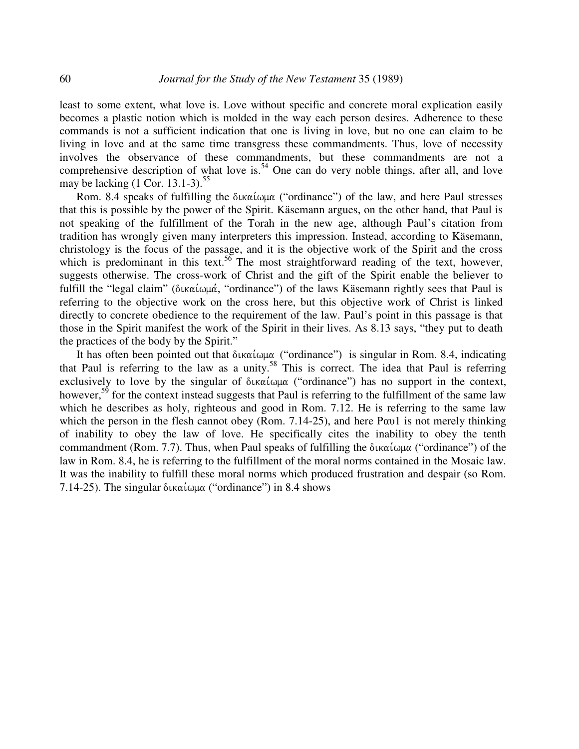least to some extent, what love is. Love without specific and concrete moral explication easily becomes a plastic notion which is molded in the way each person desires. Adherence to these commands is not a sufficient indication that one is living in love, but no one can claim to be living in love and at the same time transgress these commandments. Thus, love of necessity involves the observance of these commandments, but these commandments are not a comprehensive description of what love is.[54] One can do very noble things, after all, and love may be lacking (1 Cor. 13.1-3).[55]

Rom. 8.4 speaks of fulfilling the δικαίωμα ("ordinance") of the law, and here Paul stresses that this is possible by the power of the Spirit. Käsemann argues, on the other hand, that Paul is not speaking of the fulfillment of the Torah in the new age, although Paul's citation from tradition has wrongly given many interpreters this impression. Instead, according to Käsemann, christology is the focus of the passage, and it is the objective work of the Spirit and the cross which is predominant in this text.[56] The most straightforward reading of the text, however, suggests otherwise. The cross-work of Christ and the gift of the Spirit enable the believer to fulfill the "legal claim" (δικαίωμά, "ordinance") of the laws Käsemann rightly sees that Paul is referring to the objective work on the cross here, but this objective work of Christ is linked directly to concrete obedience to the requirement of the law. Paul's point in this passage is that those in the Spirit manifest the work of the Spirit in their lives. As 8.13 says, "they put to death the practices of the body by the Spirit."

It has often been pointed out that δικαίωμα ("ordinance") is singular in Rom. 8.4, indicating that Paul is referring to the law as a unity.[58] This is correct. The idea that Paul is referring exclusively to love by the singular of δικαίωμα ("ordinance") has no support in the context, however,[59] for the context instead suggests that Paul is referring to the fulfillment of the same law which he describes as holy, righteous and good in Rom. 7.12. He is referring to the same law which the person in the flesh cannot obey (Rom. 7.14-25), and here Pαυ1 is not merely thinking of inability to obey the law of love. He specifically cites the inability to obey the tenth commandment (Rom. 7.7). Thus, when Paul speaks of fulfilling the δικαίωμα ("ordinance") of the law in Rom. 8.4, he is referring to the fulfillment of the moral norms contained in the Mosaic law. It was the inability to fulfill these moral norms which produced frustration and despair (so Rom. 7.14-25). The singular δικαίωμα ("ordinance") in 8.4 shows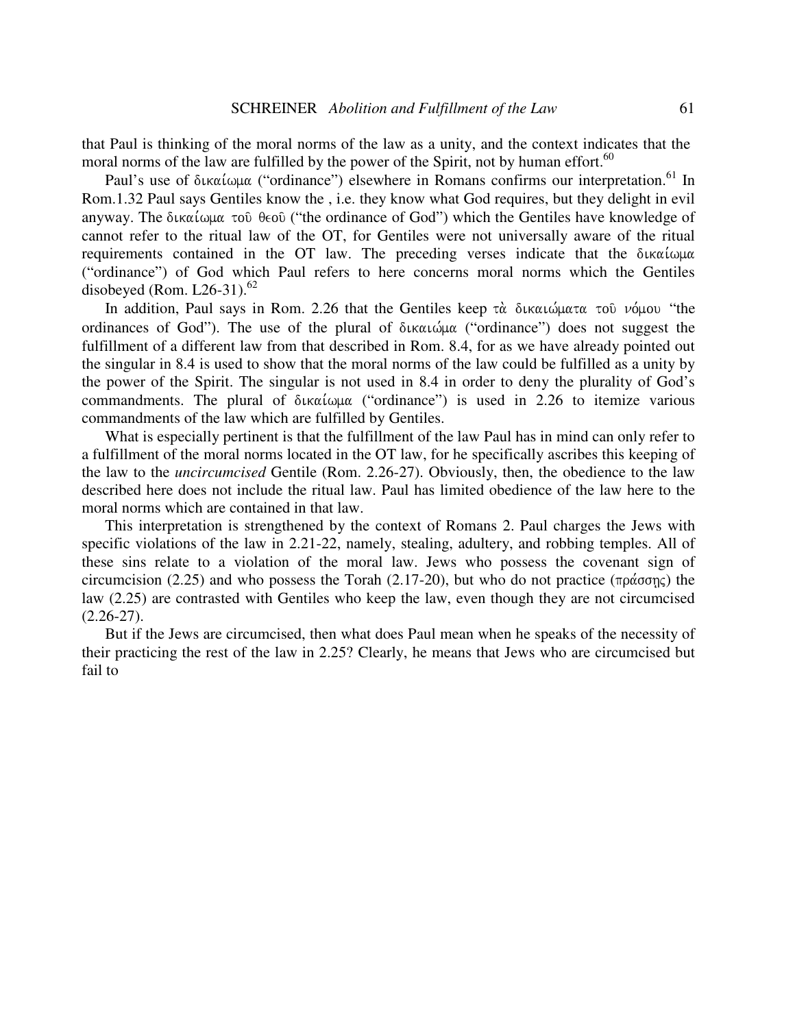that Paul is thinking of the moral norms of the law as a unity, and the context indicates that the moral norms of the law are fulfilled by the power of the Spirit, not by human effort.[60]

Paul's use of δικαίωμα ("ordinance") elsewhere in Romans confirms our interpretation.[61] In Rom.1.32 Paul says Gentiles know the , i.e. they know what God requires, but they delight in evil anyway. The δικαίωμα τοῦ θεοῦ ("the ordinance of God") which the Gentiles have knowledge of cannot refer to the ritual law of the OT, for Gentiles were not universally aware of the ritual requirements contained in the OT law. The preceding verses indicate that the δικαίωμα ("ordinance") of God which Paul refers to here concerns moral norms which the Gentiles disobeyed (Rom. L26-31).[62]

In addition, Paul says in Rom. 2.26 that the Gentiles keep τὰ δικαιώματα τοῦ νόμου "the ordinances of God"). The use of the plural of δικαιώμα ("ordinance") does not suggest the fulfillment of a different law from that described in Rom. 8.4, for as we have already pointed out the singular in 8.4 is used to show that the moral norms of the law could be fulfilled as a unity by the power of the Spirit. The singular is not used in 8.4 in order to deny the plurality of God's commandments. The plural of δικαίωμα ("ordinance") is used in 2.26 to itemize various commandments of the law which are fulfilled by Gentiles.

What is especially pertinent is that the fulfillment of the law Paul has in mind can only refer to a fulfillment of the moral norms located in the OT law, for he specifically ascribes this keeping of the law to the *uncircumcised* Gentile (Rom. 2.26-27). Obviously, then, the obedience to the law described here does not include the ritual law. Paul has limited obedience of the law here to the moral norms which are contained in that law.

This interpretation is strengthened by the context of Romans 2. Paul charges the Jews with specific violations of the law in 2.21-22, namely, stealing, adultery, and robbing temples. All of these sins relate to a violation of the moral law. Jews who possess the covenant sign of circumcision (2.25) and who possess the Torah (2.17-20), but who do not practice (πράσσῃς) the law (2.25) are contrasted with Gentiles who keep the law, even though they are not circumcised (2.26-27).

But if the Jews are circumcised, then what does Paul mean when he speaks of the necessity of their practicing the rest of the law in 2.25? Clearly, he means that Jews who are circumcised but fail to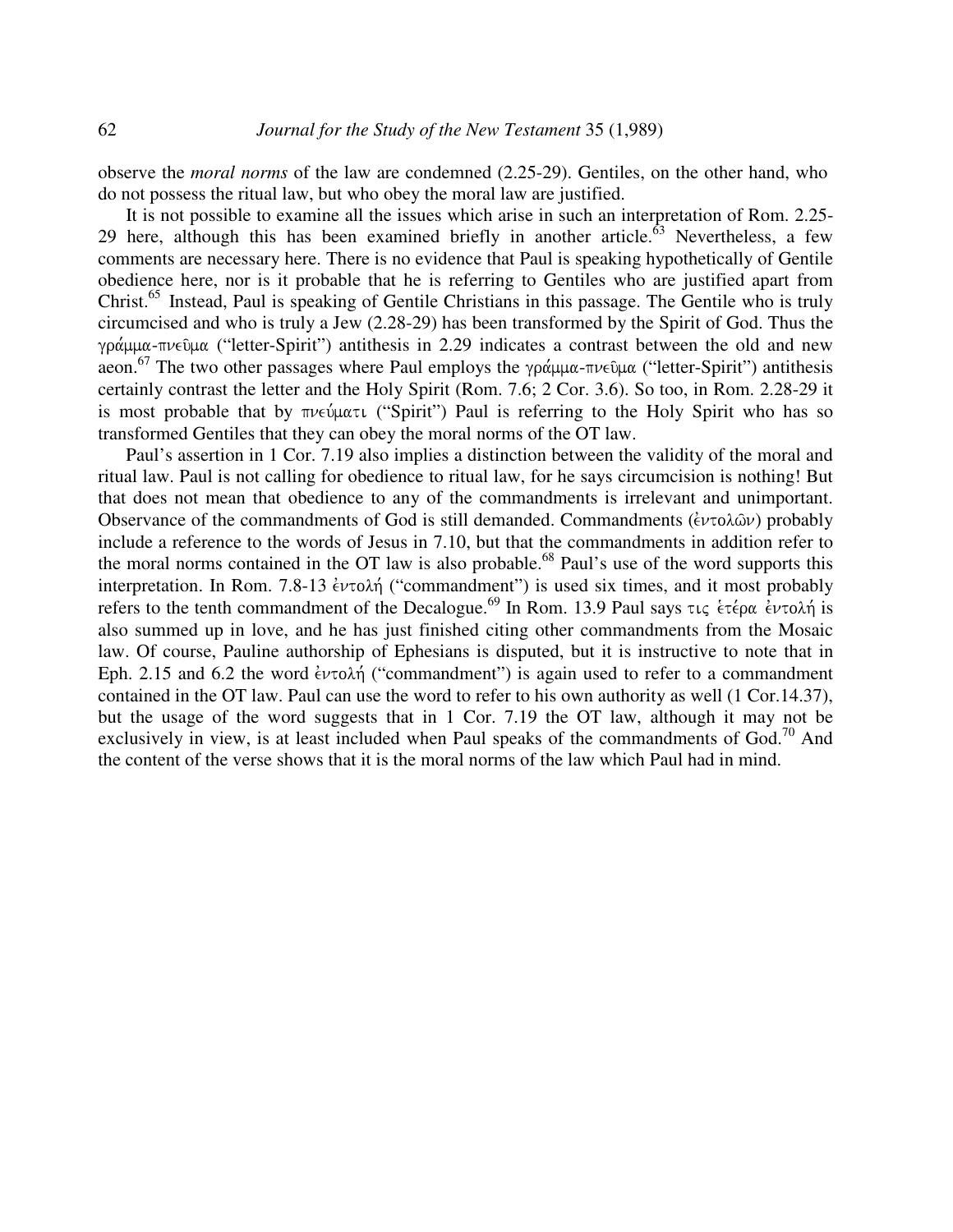observe the *moral norms* of the law are condemned (2.25-29). Gentiles, on the other hand, who do not possess the ritual law, but who obey the moral law are justified.

It is not possible to examine all the issues which arise in such an interpretation of Rom. 2.25-29 here, although this has been examined briefly in another article.[63] Nevertheless, a few comments are necessary here. There is no evidence that Paul is speaking hypothetically of Gentile obedience here, nor is it probable that he is referring to Gentiles who are justified apart from Christ.[65] Instead, Paul is speaking of Gentile Christians in this passage. The Gentile who is truly circumcised and who is truly a Jew (2.28-29) has been transformed by the Spirit of God. Thus the γράμμα-πνεῦμα ("letter-Spirit") antithesis in 2.29 indicates a contrast between the old and new aeon.[67] The two other passages where Paul employs the γράμμα-πνεῦμα ("letter-Spirit") antithesis certainly contrast the letter and the Holy Spirit (Rom. 7.6; 2 Cor. 3.6). So too, in Rom. 2.28-29 it is most probable that by πνεύματι ("Spirit") Paul is referring to the Holy Spirit who has so transformed Gentiles that they can obey the moral norms of the OT law.

Paul's assertion in 1 Cor. 7.19 also implies a distinction between the validity of the moral and ritual law. Paul is not calling for obedience to ritual law, for he says circumcision is nothing! But that does not mean that obedience to any of the commandments is irrelevant and unimportant. Observance of the commandments of God is still demanded. Commandments (ἐντολῶν) probably include a reference to the words of Jesus in 7.10, but that the commandments in addition refer to the moral norms contained in the OT law is also probable.[68] Paul's use of the word supports this interpretation. In Rom. 7.8-13 ἐντολή ("commandment") is used six times, and it most probably refers to the tenth commandment of the Decalogue.[69] In Rom. 13.9 Paul says τις ἑτέρα ἐντολή is also summed up in love, and he has just finished citing other commandments from the Mosaic law. Of course, Pauline authorship of Ephesians is disputed, but it is instructive to note that in Eph. 2.15 and 6.2 the word ἐντολή ("commandment") is again used to refer to a commandment contained in the OT law. Paul can use the word to refer to his own authority as well (1 Cor.14.37), but the usage of the word suggests that in 1 Cor. 7.19 the OT law, although it may not be exclusively in view, is at least included when Paul speaks of the commandments of God.[70] And the content of the verse shows that it is the moral norms of the law which Paul had in mind.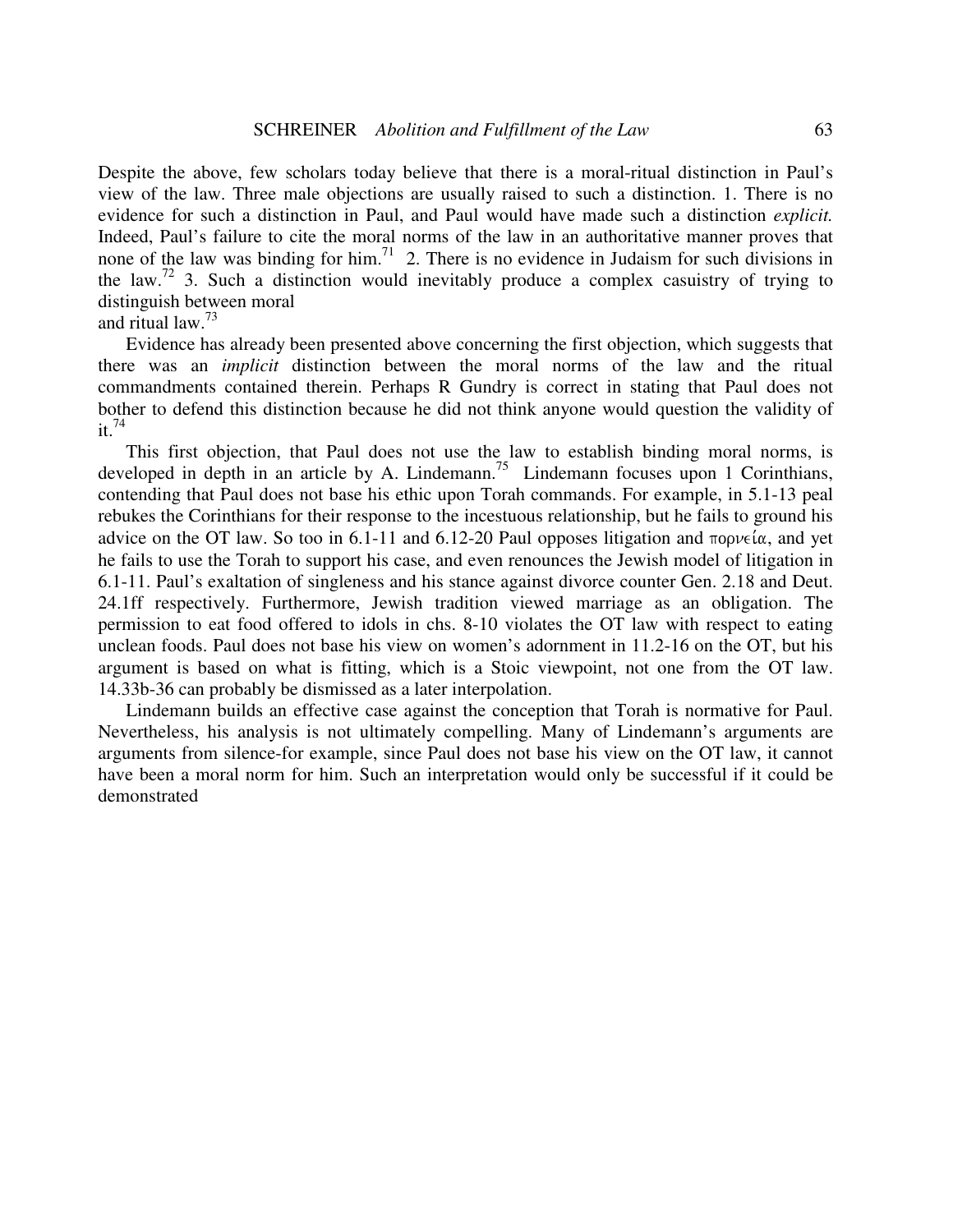Despite the above, few scholars today believe that there is a moral-ritual distinction in Paul's view of the law. Three male objections are usually raised to such a distinction. 1. There is no evidence for such a distinction in Paul, and Paul would have made such a distinction *explicit.* Indeed, Paul's failure to cite the moral norms of the law in an authoritative manner proves that none of the law was binding for him.[71] 2. There is no evidence in Judaism for such divisions in the law.[72] 3. Such a distinction would inevitably produce a complex casuistry of trying to distinguish between moral and ritual law.[73]

Evidence has already been presented above concerning the first objection, which suggests that there was an *implicit* distinction between the moral norms of the law and the ritual commandments contained therein. Perhaps R Gundry is correct in stating that Paul does not bother to defend this distinction because he did not think anyone would question the validity of it.[74]

This first objection, that Paul does not use the law to establish binding moral norms, is developed in depth in an article by A. Lindemann.[75] Lindemann focuses upon 1 Corinthians, contending that Paul does not base his ethic upon Torah commands. For example, in 5.1-13 peal rebukes the Corinthians for their response to the incestuous relationship, but he fails to ground his advice on the OT law. So too in 6.1-11 and 6.12-20 Paul opposes litigation and πορνεία, and yet he fails to use the Torah to support his case, and even renounces the Jewish model of litigation in 6.1-11. Paul's exaltation of singleness and his stance against divorce counter Gen. 2.18 and Deut. 24.1ff respectively. Furthermore, Jewish tradition viewed marriage as an obligation. The permission to eat food offered to idols in chs. 8-10 violates the OT law with respect to eating unclean foods. Paul does not base his view on women's adornment in 11.2-16 on the OT, but his argument is based on what is fitting, which is a Stoic viewpoint, not one from the OT law. 14.33b-36 can probably be dismissed as a later interpolation.

Lindemann builds an effective case against the conception that Torah is normative for Paul. Nevertheless, his analysis is not ultimately compelling. Many of Lindemann's arguments are arguments from silence-for example, since Paul does not base his view on the OT law, it cannot have been a moral norm for him. Such an interpretation would only be successful if it could be demonstrated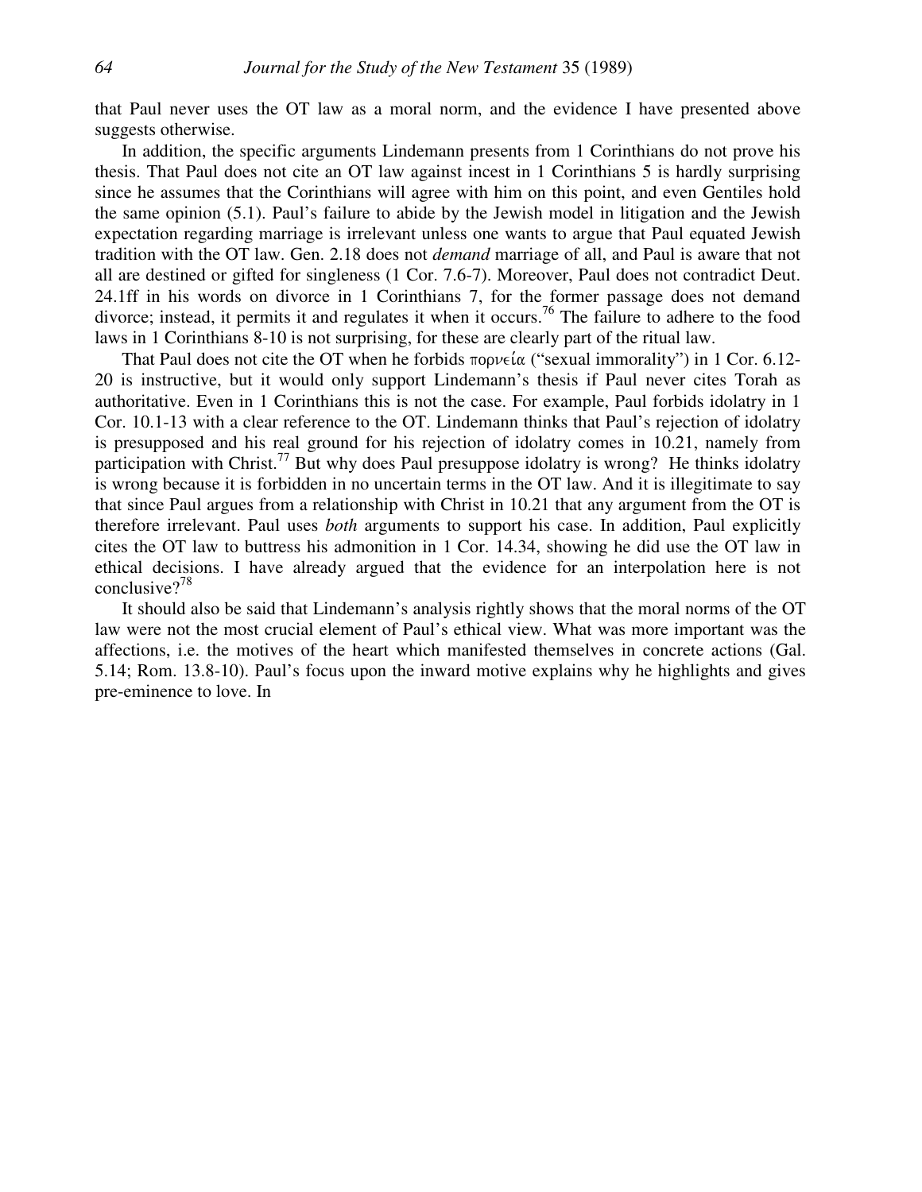that Paul never uses the OT law as a moral norm, and the evidence I have presented above suggests otherwise.

In addition, the specific arguments Lindemann presents from 1 Corinthians do not prove his thesis. That Paul does not cite an OT law against incest in 1 Corinthians 5 is hardly surprising since he assumes that the Corinthians will agree with him on this point, and even Gentiles hold the same opinion (5.1). Paul's failure to abide by the Jewish model in litigation and the Jewish expectation regarding marriage is irrelevant unless one wants to argue that Paul equated Jewish tradition with the OT law. Gen. 2.18 does not *demand* marriage of all, and Paul is aware that not all are destined or gifted for singleness (1 Cor. 7.6-7). Moreover, Paul does not contradict Deut. 24.1ff in his words on divorce in 1 Corinthians 7, for the former passage does not demand divorce; instead, it permits it and regulates it when it occurs.[76] The failure to adhere to the food laws in 1 Corinthians 8-10 is not surprising, for these are clearly part of the ritual law.

That Paul does not cite the OT when he forbids πορνεία ("sexual immorality") in 1 Cor. 6.12-20 is instructive, but it would only support Lindemann's thesis if Paul never cites Torah as authoritative. Even in 1 Corinthians this is not the case. For example, Paul forbids idolatry in 1 Cor. 10.1-13 with a clear reference to the OT. Lindemann thinks that Paul's rejection of idolatry is presupposed and his real ground for his rejection of idolatry comes in 10.21, namely from participation with Christ.[77] But why does Paul presuppose idolatry is wrong? He thinks idolatry is wrong because it is forbidden in no uncertain terms in the OT law. And it is illegitimate to say that since Paul argues from a relationship with Christ in 10.21 that any argument from the OT is therefore irrelevant. Paul uses *both* arguments to support his case. In addition, Paul explicitly cites the OT law to buttress his admonition in 1 Cor. 14.34, showing he did use the OT law in ethical decisions. I have already argued that the evidence for an interpolation here is not conclusive?[78]

It should also be said that Lindemann's analysis rightly shows that the moral norms of the OT law were not the most crucial element of Paul's ethical view. What was more important was the affections, i.e. the motives of the heart which manifested themselves in concrete actions (Gal. 5.14; Rom. 13.8-10). Paul's focus upon the inward motive explains why he highlights and gives pre-eminence to love. In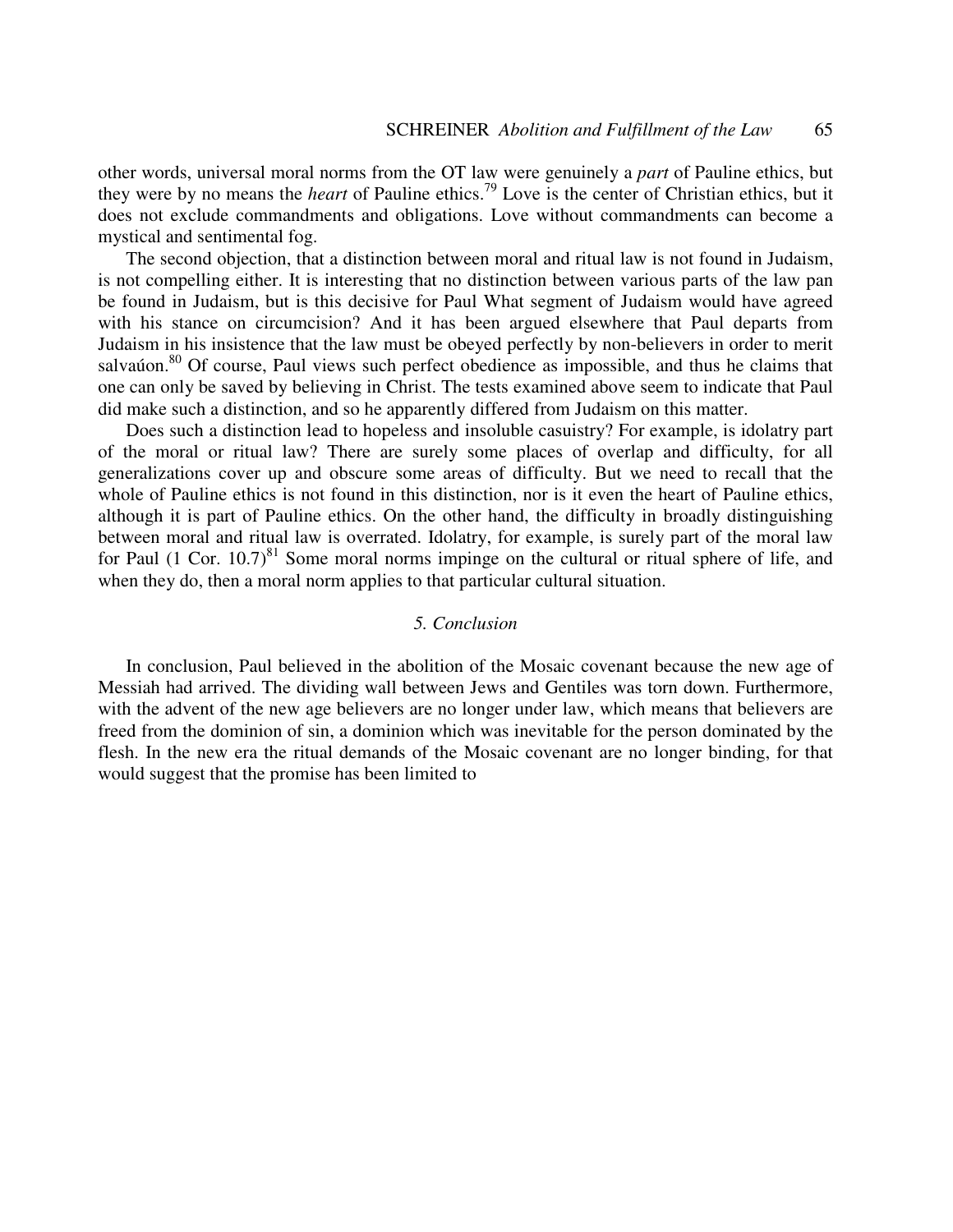other words, universal moral norms from the OT law were genuinely a *part* of Pauline ethics, but they were by no means the *heart* of Pauline ethics.[79] Love is the center of Christian ethics, but it does not exclude commandments and obligations. Love without commandments can become a mystical and sentimental fog.

The second objection, that a distinction between moral and ritual law is not found in Judaism, is not compelling either. It is interesting that no distinction between various parts of the law pan be found in Judaism, but is this decisive for Paul What segment of Judaism would have agreed with his stance on circumcision? And it has been argued elsewhere that Paul departs from Judaism in his insistence that the law must be obeyed perfectly by non-believers in order to merit salvaúon.[80] Of course, Paul views such perfect obedience as impossible, and thus he claims that one can only be saved by believing in Christ. The tests examined above seem to indicate that Paul did make such a distinction, and so he apparently differed from Judaism on this matter.

Does such a distinction lead to hopeless and insoluble casuistry? For example, is idolatry part of the moral or ritual law? There are surely some places of overlap and difficulty, for all generalizations cover up and obscure some areas of difficulty. But we need to recall that the whole of Pauline ethics is not found in this distinction, nor is it even the heart of Pauline ethics, although it is part of Pauline ethics. On the other hand, the difficulty in broadly distinguishing between moral and ritual law is overrated. Idolatry, for example, is surely part of the moral law for Paul (1 Cor. 10.7)[81] Some moral norms impinge on the cultural or ritual sphere of life, and when they do, then a moral norm applies to that particular cultural situation.

## *5. Conclusion*

In conclusion, Paul believed in the abolition of the Mosaic covenant because the new age of Messiah had arrived. The dividing wall between Jews and Gentiles was torn down. Furthermore, with the advent of the new age believers are no longer under law, which means that believers are freed from the dominion of sin, a dominion which was inevitable for the person dominated by the flesh. In the new era the ritual demands of the Mosaic covenant are no longer binding, for that would suggest that the promise has been limited to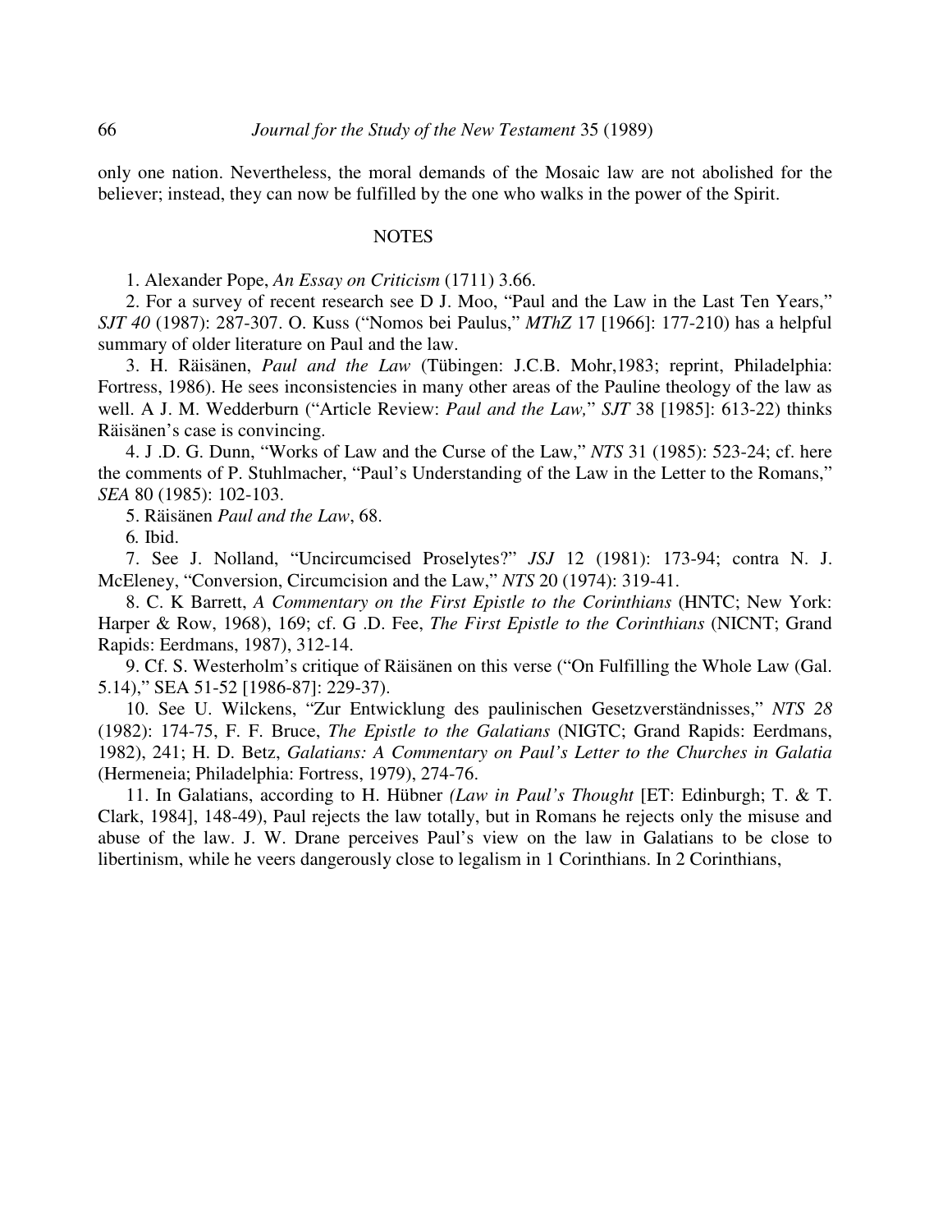only one nation. Nevertheless, the moral demands of the Mosaic law are not abolished for the believer; instead, they can now be fulfilled by the one who walks in the power of the Spirit.

## NOTES

1. Alexander Pope, *An Essay on Criticism* (1711) 3.66.

2. For a survey of recent research see D J. Moo, "Paul and the Law in the Last Ten Years," *SJT 40* (1987): 287-307. O. Kuss ("Nomos bei Paulus," *MThZ* 17 [1966]: 177-210) has a helpful summary of older literature on Paul and the law.

3. H. Räisänen, *Paul and the Law* (Tübingen: J.C.B. Mohr,1983; reprint, Philadelphia: Fortress, 1986). He sees inconsistencies in many other areas of the Pauline theology of the law as well. A J. M. Wedderburn ("Article Review: *Paul and the Law,*" *SJT* 38 [1985]: 613-22) thinks Räisänen's case is convincing.

4. J .D. G. Dunn, "Works of Law and the Curse of the Law," *NTS* 31 (1985): 523-24; cf. here the comments of P. Stuhlmacher, "Paul's Understanding of the Law in the Letter to the Romans," *SEA* 80 (1985): 102-103.

5. Räisänen *Paul and the Law*, 68.

6. Ibid.

7. See J. Nolland, "Uncircumcised Proselytes?" *JSJ* 12 (1981): 173-94; contra N. J. McEleney, "Conversion, Circumcision and the Law," *NTS* 20 (1974): 319-41.

8. C. K Barrett, *A Commentary on the First Epistle to the Corinthians* (HNTC; New York: Harper & Row, 1968), 169; cf. G .D. Fee, *The First Epistle to the Corinthians* (NICNT; Grand Rapids: Eerdmans, 1987), 312-14.

9. Cf. S. Westerholm's critique of Räisänen on this verse ("On Fulfilling the Whole Law (Gal. 5.14)," SEA 51-52 [1986-87]: 229-37).

10. See U. Wilckens, "Zur Entwicklung des paulinischen Gesetzverständnisses," *NTS 28* (1982): 174-75, F. F. Bruce, *The Epistle to the Galatians* (NIGTC; Grand Rapids: Eerdmans, 1982), 241; H. D. Betz, *Galatians: A Commentary on Paul's Letter to the Churches in Galatia* (Hermeneia; Philadelphia: Fortress, 1979), 274-76.

11. In Galatians, according to H. Hübner *(Law in Paul's Thought* [ET: Edinburgh; T. & T. Clark, 1984], 148-49), Paul rejects the law totally, but in Romans he rejects only the misuse and abuse of the law. J. W. Drane perceives Paul's view on the law in Galatians to be close to libertinism, while he veers dangerously close to legalism in 1 Corinthians. In 2 Corinthians,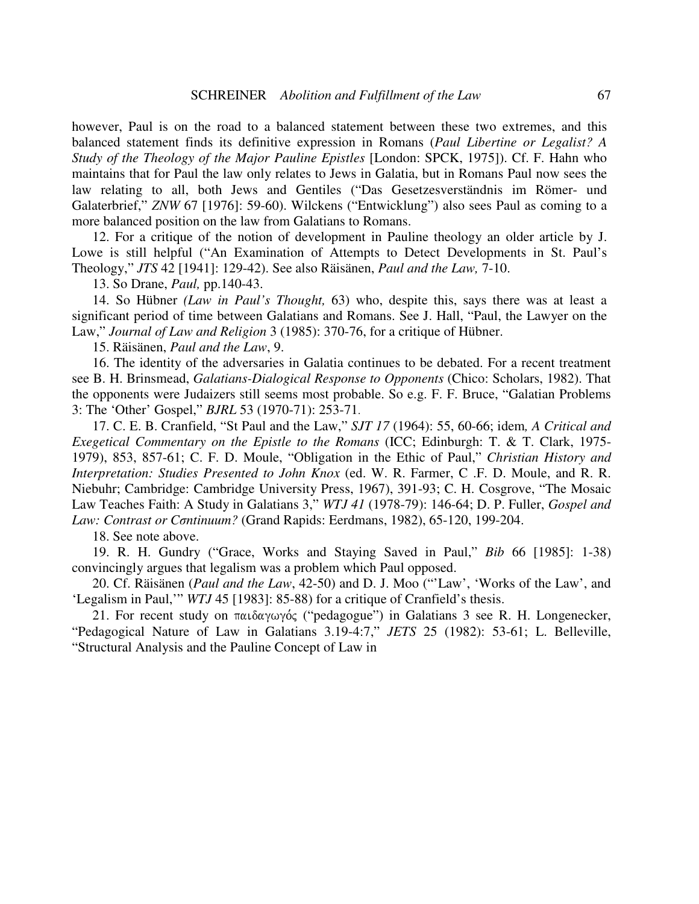however, Paul is on the road to a balanced statement between these two extremes, and this balanced statement finds its definitive expression in Romans (*Paul Libertine or Legalist? A Study of the Theology of the Major Pauline Epistles* [London: SPCK, 1975]). Cf. F. Hahn who maintains that for Paul the law only relates to Jews in Galatia, but in Romans Paul now sees the law relating to all, both Jews and Gentiles ("Das Gesetzesverständnis im Römer- und Galaterbrief," *ZNW* 67 [1976]: 59-60). Wilckens ("Entwicklung") also sees Paul as coming to a more balanced position on the law from Galatians to Romans.

12. For a critique of the notion of development in Pauline theology an older article by J. Lowe is still helpful ("An Examination of Attempts to Detect Developments in St. Paul's Theology," *JTS* 42 [1941]: 129-42). See also Räisänen, *Paul and the Law,* 7-10.

13. So Drane, *Paul,* pp.140-43.

14. So Hübner *(Law in Paul's Thought,* 63) who, despite this, says there was at least a significant period of time between Galatians and Romans. See J. Hall, "Paul, the Lawyer on the Law," *Journal of Law and Religion* 3 (1985): 370-76, for a critique of Hübner.

15. Räisänen, *Paul and the Law*, 9.

16. The identity of the adversaries in Galatia continues to be debated. For a recent treatment see B. H. Brinsmead, *Galatians-Dialogical Response to Opponents* (Chico: Scholars, 1982). That the opponents were Judaizers still seems most probable. So e.g. F. F. Bruce, "Galatian Problems 3: The 'Other' Gospel," *BJRL* 53 (1970-71): 253-71.

17. C. E. B. Cranfield, "St Paul and the Law," *SJT 17* (1964): 55, 60-66; idem*, A Critical and Exegetical Commentary on the Epistle to the Romans* (ICC; Edinburgh: T. & T. Clark, 1975-1979), 853, 857-61; C. F. D. Moule, "Obligation in the Ethic of Paul," *Christian History and Interpretation: Studies Presented to John Knox* (ed. W. R. Farmer, C .F. D. Moule, and R. R. Niebuhr; Cambridge: Cambridge University Press, 1967), 391-93; C. H. Cosgrove, "The Mosaic Law Teaches Faith: A Study in Galatians 3," *WTJ 41* (1978-79): 146-64; D. P. Fuller, *Gospel and Law: Contrast or Cσntinuum?* (Grand Rapids: Eerdmans, 1982), 65-120, 199-204.

18. See note above.

19. R. H. Gundry ("Grace, Works and Staying Saved in Paul," *Bib* 66 [1985]: 1-38) convincingly argues that legalism was a problem which Paul opposed.

20. Cf. Räisänen (*Paul and the Law*, 42-50) and D. J. Moo ("'Law', 'Works of the Law', and 'Legalism in Paul,'" *WTJ* 45 [1983]: 85-88) for a critique of Cranfield's thesis.

21. For recent study on παιδαγωγός ("pedagogue") in Galatians 3 see R. H. Longenecker, "Pedagogical Nature of Law in Galatians 3.19-4:7," *JETS* 25 (1982): 53-61; L. Belleville, "Structural Analysis and the Pauline Concept of Law in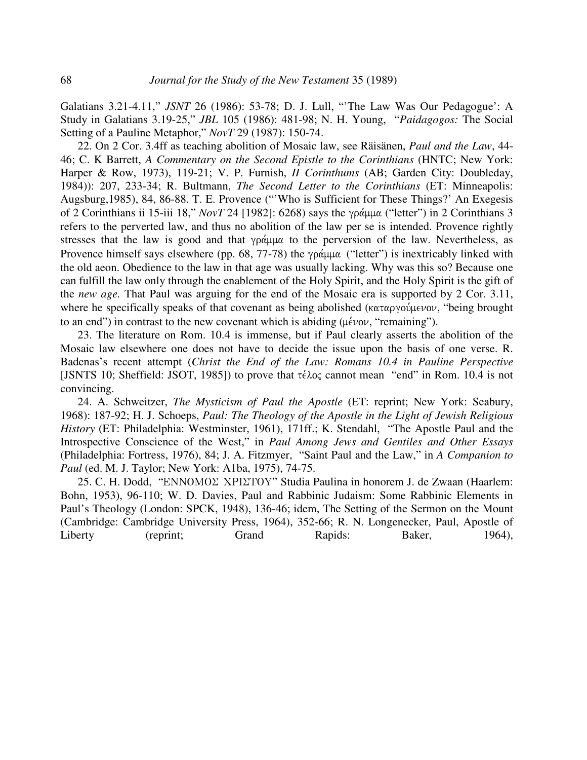Galatians 3.21-4.11," *JSNT* 26 (1986): 53-78; D. J. Lull, "'The Law Was Our Pedagogue': A Study in Galatians 3.19-25," *JBL* 105 (1986): 481-98; N. H. Young, "*Paidagogos:* The Social Setting of a Pauline Metaphor," *NovT* 29 (1987): 150-74.

22. On 2 Cor. 3.4ff as teaching abolition of Mosaic law, see Räisänen, *Paul and the Law*, 44-46; C. K Barrett, *A Commentary on the Second Epistle to the Corinthians* (HNTC; New York: Harper & Row, 1973), 119-21; V. P. Furnish, *II Corinthums* (AB; Garden City: Doubleday, 1984)): 207, 233-34; R. Bultmann, *The Second Letter to the Corinthians* (ET: Minneapolis: Augsburg,1985), 84, 86-88. T. E. Provence ("'Who is Sufficient for These Things?' An Exegesis of 2 Corinthians ii 15-iii 18," *NovT* 24 [1982]: 6268) says the γράμμα ("letter") in 2 Corinthians 3 refers to the perverted law, and thus no abolition of the law per se is intended. Provence rightly stresses that the law is good and that γράμμα to the perversion of the law. Nevertheless, as Provence himself says elsewhere (pp. 68, 77-78) the γράμμα ("letter") is inextricably linked with the old aeon. Obedience to the law in that age was usually lacking. Why was this so? Because one can fulfill the law only through the enablement of the Holy Spirit, and the Holy Spirit is the gift of the *new age.* That Paul was arguing for the end of the Mosaic era is supported by 2 Cor. 3.11, where he specifically speaks of that covenant as being abolished (καταργούμενον, "being brought to an end") in contrast to the new covenant which is abiding (μένον, "remaining").

23. The literature on Rom. 10.4 is immense, but if Paul clearly asserts the abolition of the Mosaic law elsewhere one does not have to decide the issue upon the basis of one verse. R. Badenas's recent attempt (*Christ the End of the Law: Romans 10.4 in Pauline Perspective* [JSNTS 10; Sheffield: JSOT, 1985]) to prove that τέλος cannot mean "end" in Rom. 10.4 is not convincing.

24. A. Schweitzer, *The Mysticism of Paul the Apostle* (ET: reprint; New York: Seabury, 1968): 187-92; H. J. Schoeps, *Paul: The Theology of the Apostle in the Light of Jewish Religious History* (ET: Philadelphia: Westminster, 1961), 171ff.; K. Stendahl, "The Apostle Paul and the Introspective Conscience of the West," in *Paul Among Jews and Gentiles and Other Essays* (Philadelphia: Fortress, 1976), 84; J. A. Fitzmyer, "Saint Paul and the Law," in *A Companion to Paul* (ed. M. J. Taylor; New York: A1ba, 1975), 74-75.

25. C. H. Dodd, "ΕΝΝΟΜΟΣ ΧΡΙΣΤΟΥ" Studia Paulina in honorem J. de Zwaan (Haarlem: Bohn, 1953), 96-110; W. D. Davies, Paul and Rabbinic Judaism: Some Rabbinic Elements in Paul's Theology (London: SPCK, 1948), 136-46; idem, The Setting of the Sermon on the Mount (Cambridge: Cambridge University Press, 1964), 352-66; R. N. Longenecker, Paul, Apostle of Liberty (reprint; Grand Rapids: Baker, 1964),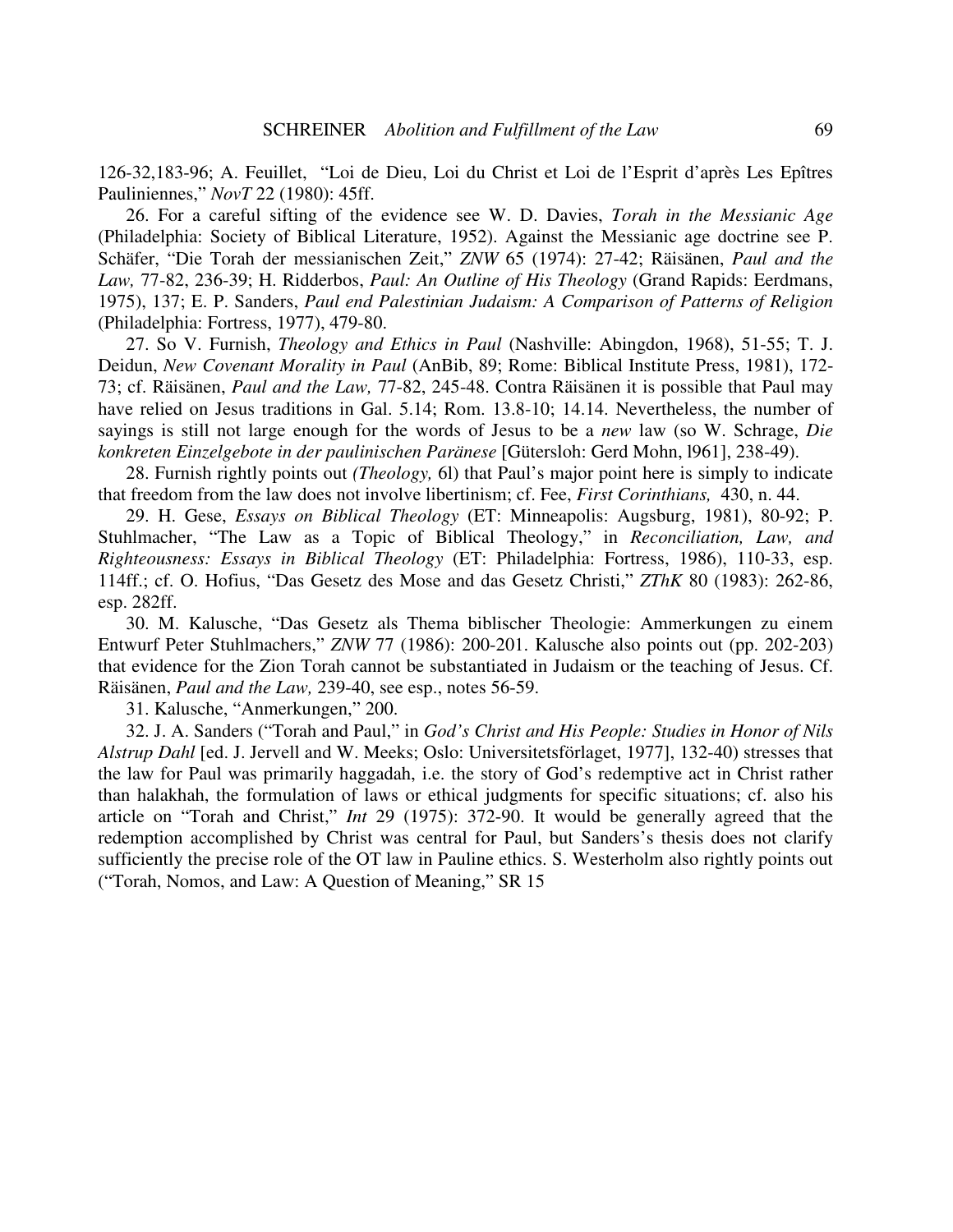126-32,183-96; A. Feuillet, "Loi de Dieu, Loi du Christ et Loi de l'Esprit d'après Les Epîtres Pauliniennes," *NovT* 22 (1980): 45ff.

26. For a careful sifting of the evidence see W. D. Davies, *Torah in the Messianic Age* (Philadelphia: Society of Biblical Literature, 1952). Against the Messianic age doctrine see P. Schäfer, "Die Torah der messianischen Zeit," *ZNW* 65 (1974): 27-42; Räisänen, *Paul and the Law,* 77-82, 236-39; H. Ridderbos, *Paul: An Outline of His Theology* (Grand Rapids: Eerdmans, 1975), 137; E. P. Sanders, *Paul end Palestinian Judaism: A Comparison of Patterns of Religion* (Philadelphia: Fortress, 1977), 479-80.

27. So V. Furnish, *Theology and Ethics in Paul* (Nashville: Abingdon, 1968), 51-55; T. J. Deidun, *New Covenant Morality in Paul* (AnBib, 89; Rome: Biblical Institute Press, 1981), 172-73; cf. Räisänen, *Paul and the Law,* 77-82, 245-48. Contra Räisänen it is possible that Paul may have relied on Jesus traditions in Gal. 5.14; Rom. 13.8-10; 14.14. Nevertheless, the number of sayings is still not large enough for the words of Jesus to be a *new* law (so W. Schrage, *Die konkreten Einzelgebote in der paulinischen Paränese* [Gütersloh: Gerd Mohn, l961], 238-49).

28. Furnish rightly points out *(Theology,* 6l) that Paul's major point here is simply to indicate that freedom from the law does not involve libertinism; cf. Fee, *First Corinthians,* 430, n. 44.

29. H. Gese, *Essays on Biblical Theology* (ET: Minneapolis: Augsburg, 1981), 80-92; P. Stuhlmacher, "The Law as a Topic of Biblical Theology," in *Reconciliation, Law, and Righteousness: Essays in Biblical Theology* (ET: Philadelphia: Fortress, 1986), 110-33, esp. 114ff.; cf. O. Hofius, "Das Gesetz des Mose and das Gesetz Christi," *ZThK* 80 (1983): 262-86, esp. 282ff.

30. M. Kalusche, "Das Gesetz als Thema biblischer Theologie: Ammerkungen zu einem Entwurf Peter Stuhlmachers," *ZNW* 77 (1986): 200-201. Kalusche also points out (pp. 202-203) that evidence for the Zion Torah cannot be substantiated in Judaism or the teaching of Jesus. Cf. Räisänen, *Paul and the Law,* 239-40, see esp., notes 56-59.

31. Kalusche, "Anmerkungen," 200.

32. J. A. Sanders ("Torah and Paul," in *God's Christ and His People: Studies in Honor of Nils Alstrup Dahl* [ed. J. Jervell and W. Meeks; Oslo: Universitetsförlaget, 1977], 132-40) stresses that the law for Paul was primarily haggadah, i.e. the story of God's redemptive act in Christ rather than halakhah, the formulation of laws or ethical judgments for specific situations; cf. also his article on "Torah and Christ," *Int* 29 (1975): 372-90. It would be generally agreed that the redemption accomplished by Christ was central for Paul, but Sanders's thesis does not clarify sufficiently the precise role of the OT law in Pauline ethics. S. Westerholm also rightly points out ("Torah, Nomos, and Law: A Question of Meaning," SR 15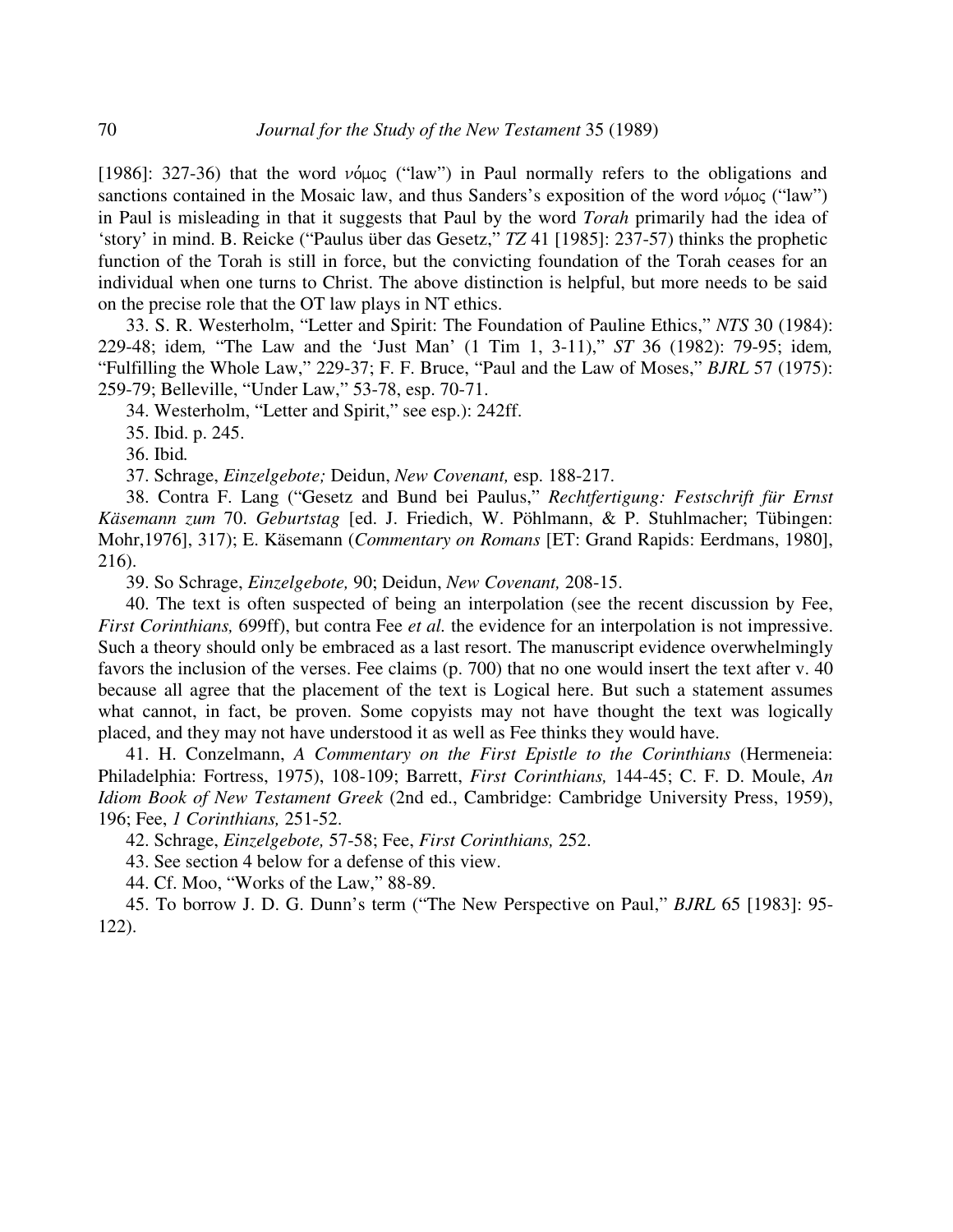[1986]: 327-36) that the word νόμος ("law") in Paul normally refers to the obligations and sanctions contained in the Mosaic law, and thus Sanders's exposition of the word νόμος ("law") in Paul is misleading in that it suggests that Paul by the word *Torah* primarily had the idea of 'story' in mind. B. Reicke ("Paulus über das Gesetz," *TZ* 41 [1985]: 237-57) thinks the prophetic function of the Torah is still in force, but the convicting foundation of the Torah ceases for an individual when one turns to Christ. The above distinction is helpful, but more needs to be said on the precise role that the OT law plays in NT ethics.

33. S. R. Westerholm, "Letter and Spirit: The Foundation of Pauline Ethics," *NTS* 30 (1984): 229-48; idem*,* "The Law and the 'Just Man' (1 Tim 1, 3-11)," *ST* 36 (1982): 79-95; idem*,* "Fulfilling the Whole Law," 229-37; F. F. Bruce, "Paul and the Law of Moses," *BJRL* 57 (1975): 259-79; Belleville, "Under Law," 53-78, esp. 70-71.

34. Westerholm, "Letter and Spirit," see esp.): 242ff.

35. Ibid. p. 245.

36. Ibid*.*

37. Schrage, *Einzelgebote;* Deidun, *New Covenant,* esp. 188-217.

38. Contra F. Lang ("Gesetz and Bund bei Paulus," *Rechtfertigung: Festschrift für Ernst Käsemann zum* 70. *Geburtstag* [ed. J. Friedich, W. Pöhlmann, & P. Stuhlmacher; Tübingen: Mohr,1976], 317); E. Käsemann (*Commentary on Romans* [ET: Grand Rapids: Eerdmans, 1980], 216).

39. So Schrage, *Einzelgebote,* 90; Deidun, *New Covenant,* 208-15.

40. The text is often suspected of being an interpolation (see the recent discussion by Fee, *First Corinthians,* 699ff), but contra Fee *et al.* the evidence for an interpolation is not impressive. Such a theory should only be embraced as a last resort. The manuscript evidence overwhelmingly favors the inclusion of the verses. Fee claims (p. 700) that no one would insert the text after v. 40 because all agree that the placement of the text is Logical here. But such a statement assumes what cannot, in fact, be proven. Some copyists may not have thought the text was logically placed, and they may not have understood it as well as Fee thinks they would have.

41. H. Conzelmann, *A Commentary on the First Epistle to the Corinthians* (Hermeneia: Philadelphia: Fortress, 1975), 108-109; Barrett, *First Corinthians,* 144-45; C. F. D. Moule, *An Idiom Book of New Testament Greek* (2nd ed., Cambridge: Cambridge University Press, 1959), 196; Fee, *1 Corinthians,* 251-52.

42. Schrage, *Einzelgebote,* 57-58; Fee, *First Corinthians,* 252.

43. See section 4 below for a defense of this view.

44. Cf. Moo, "Works of the Law," 88-89.

45. To borrow J. D. G. Dunn's term ("The New Perspective on Paul," *BJRL* 65 [1983]: 95-122).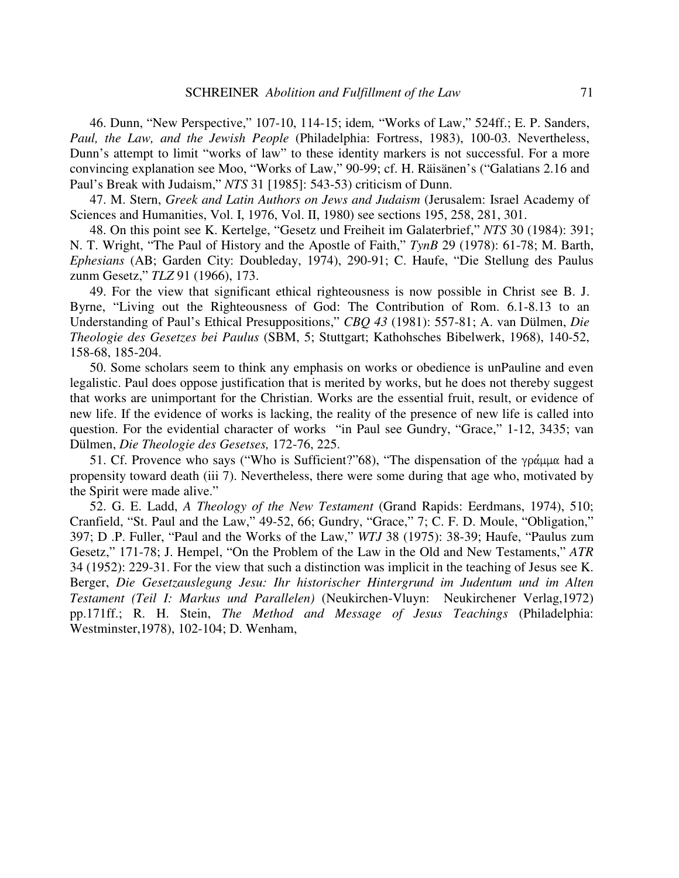46. Dunn, "New Perspective," 107-10, 114-15; idem*,* "Works of Law," 524ff.; E. P. Sanders, *Paul, the Law, and the Jewish People* (Philadelphia: Fortress, 1983), 100-03. Nevertheless, Dunn's attempt to limit "works of law" to these identity markers is not successful. For a more convincing explanation see Moo, "Works of Law," 90-99; cf. H. Räisänen's ("Galatians 2.16 and Paul's Break with Judaism," *NTS* 31 [1985]: 543-53) criticism of Dunn.

47. M. Stern, *Greek and Latin Authors on Jews and Judaism* (Jerusalem: Israel Academy of Sciences and Humanities, Vol. I, 1976, Vol. II, 1980) see sections 195, 258, 281, 301.

48. On this point see K. Kertelge, "Gesetz und Freiheit im Galaterbrief," *NTS* 30 (1984): 391; N. T. Wright, "The Paul of History and the Apostle of Faith," *TynB* 29 (1978): 61-78; M. Barth, *Ephesians* (AB; Garden City: Doubleday, 1974), 290-91; C. Haufe, "Die Stellung des Paulus zunm Gesetz," *TLZ* 91 (1966), 173.

49. For the view that significant ethical righteousness is now possible in Christ see B. J. Byrne, "Living out the Righteousness of God: The Contribution of Rom. 6.1-8.13 to an Understanding of Paul's Ethical Presuppositions," *CBQ 43* (1981): 557-81; A. van Dülmen, *Die Theologie des Gesetzes bei Paulus* (SBM, 5; Stuttgart; Kathohsches Bibelwerk, 1968), 140-52, 158-68, 185-204.

50. Some scholars seem to think any emphasis on works or obedience is unPauline and even legalistic. Paul does oppose justification that is merited by works, but he does not thereby suggest that works are unimportant for the Christian. Works are the essential fruit, result, or evidence of new life. If the evidence of works is lacking, the reality of the presence of new life is called into question. For the evidential character of works "in Paul see Gundry, "Grace," 1-12, 3435; van Dülmen, *Die Theologie des Gesetses,* 172-76, 225.

51. Cf. Provence who says ("Who is Sufficient?"68), "The dispensation of the γράμμα had a propensity toward death (iii 7). Nevertheless, there were some during that age who, motivated by the Spirit were made alive."

52. G. E. Ladd, *A Theology of the New Testament* (Grand Rapids: Eerdmans, 1974), 510; Cranfield, "St. Paul and the Law," 49-52, 66; Gundry, "Grace," 7; C. F. D. Moule, "Obligation," 397; D .P. Fuller, "Paul and the Works of the Law," *WTJ* 38 (1975): 38-39; Haufe, "Paulus zum Gesetz," 171-78; J. Hempel, "On the Problem of the Law in the Old and New Testaments," *ATR* 34 (1952): 229-31. For the view that such a distinction was implicit in the teaching of Jesus see K. Berger, *Die Gesetzauslegung Jesu: Ihr historischer Hintergrund im Judentum und im Alten Testament (Teil I: Markus und Parallelen)* (Neukirchen-Vluyn: Neukirchener Verlag,1972) pp.171ff.; R. H. Stein, *The Method and Message of Jesus Teachings* (Philadelphia: Westminster,1978), 102-104; D. Wenham,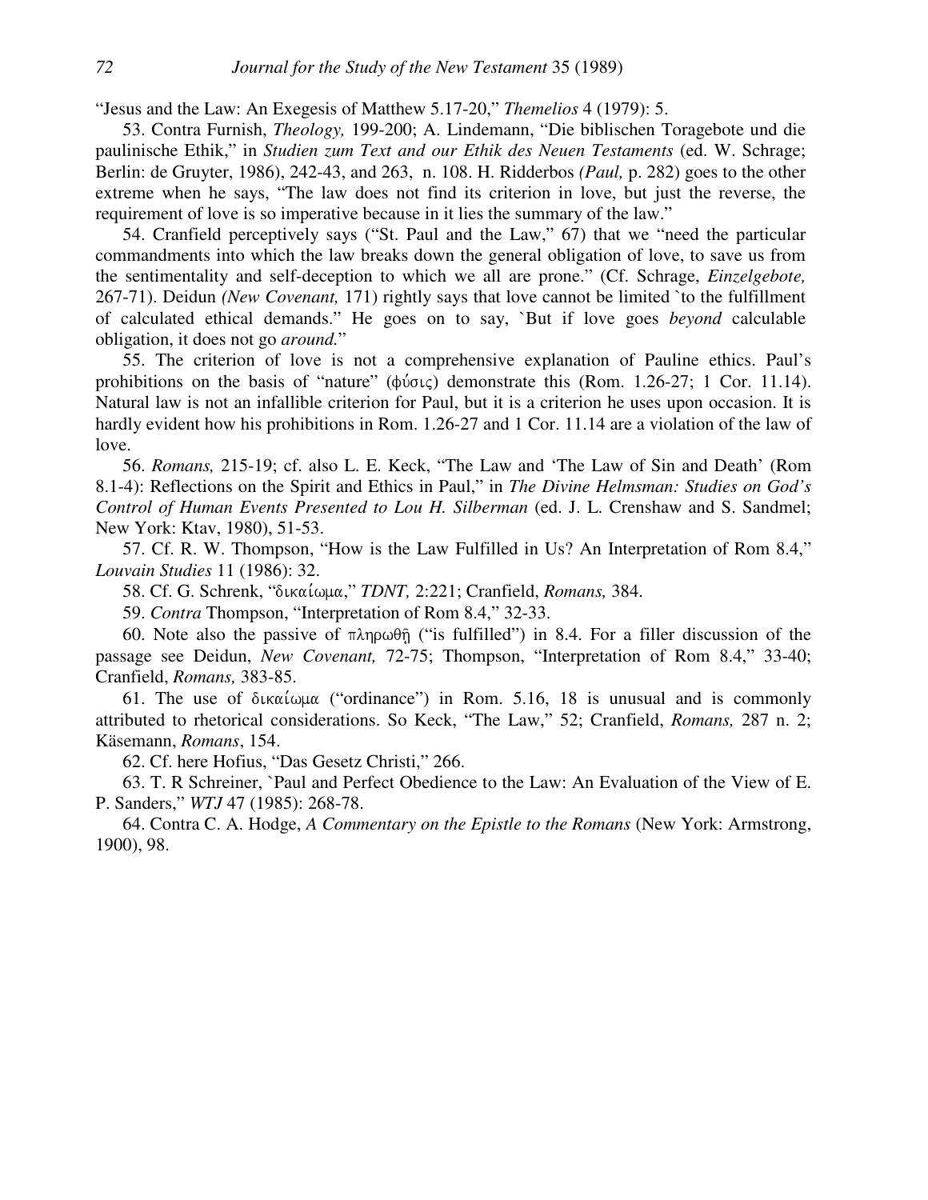"Jesus and the Law: An Exegesis of Matthew 5.17-20," *Themelios* 4 (1979): 5.

53. Contra Furnish, *Theology,* 199-200; A. Lindemann, "Die biblischen Toragebote und die paulinische Ethik," in *Studien zum Text and our Ethik des Neuen Testaments* (ed. W. Schrage; Berlin: de Gruyter, 1986), 242-43, and 263, n. 108. H. Ridderbos *(Paul,* p. 282) goes to the other extreme when he says, "The law does not find its criterion in love, but just the reverse, the requirement of love is so imperative because in it lies the summary of the law."

54. Cranfield perceptively says ("St. Paul and the Law," 67) that we "need the particular commandments into which the law breaks down the general obligation of love, to save us from the sentimentality and self-deception to which we all are prone." (Cf. Schrage, *Einzelgebote,* 267-71). Deidun *(New Covenant,* 171) rightly says that love cannot be limited `to the fulfillment of calculated ethical demands." He goes on to say, `But if love goes *beyond* calculable obligation, it does not go *around.*"

55. The criterion of love is not a comprehensive explanation of Pauline ethics. Paul's prohibitions on the basis of "nature" (φύσις) demonstrate this (Rom. 1.26-27; 1 Cor. 11.14). Natural law is not an infallible criterion for Paul, but it is a criterion he uses upon occasion. It is hardly evident how his prohibitions in Rom. 1.26-27 and 1 Cor. 11.14 are a violation of the law of love.

56. *Romans,* 215-19; cf. also L. E. Keck, "The Law and 'The Law of Sin and Death' (Rom 8.1-4): Reflections on the Spirit and Ethics in Paul," in *The Divine Helmsman: Studies on God's Control of Human Events Presented to Lou H. Silberman* (ed. J. L. Crenshaw and S. Sandmel; New York: Ktav, 1980), 51-53.

57. Cf. R. W. Thompson, "How is the Law Fulfilled in Us? An Interpretation of Rom 8.4," *Louvain Studies* 11 (1986): 32.

58. Cf. G. Schrenk, "δικαίωμα," *TDNT,* 2:221; Cranfield, *Romans,* 384.

59. *Contra* Thompson, "Interpretation of Rom 8.4," 32-33.

60. Note also the passive of πληρωθῇ ("is fulfilled") in 8.4. For a filler discussion of the passage see Deidun, *New Covenant,* 72-75; Thompson, "Interpretation of Rom 8.4," 33-40; Cranfield, *Romans,* 383-85.

61. The use of δικαίωμα ("ordinance") in Rom. 5.16, 18 is unusual and is commonly attributed to rhetorical considerations. So Keck, "The Law," 52; Cranfield, *Romans,* 287 n. 2; Käsemann, *Romans*, 154.

62. Cf. here Hofius, "Das Gesetz Christi," 266.

63. T. R Schreiner, `Paul and Perfect Obedience to the Law: An Evaluation of the View of E. P. Sanders," *WTJ* 47 (1985): 268-78.

64. Contra C. A. Hodge, *A Commentary on the Epistle to the Romans* (New York: Armstrong, 1900), 98.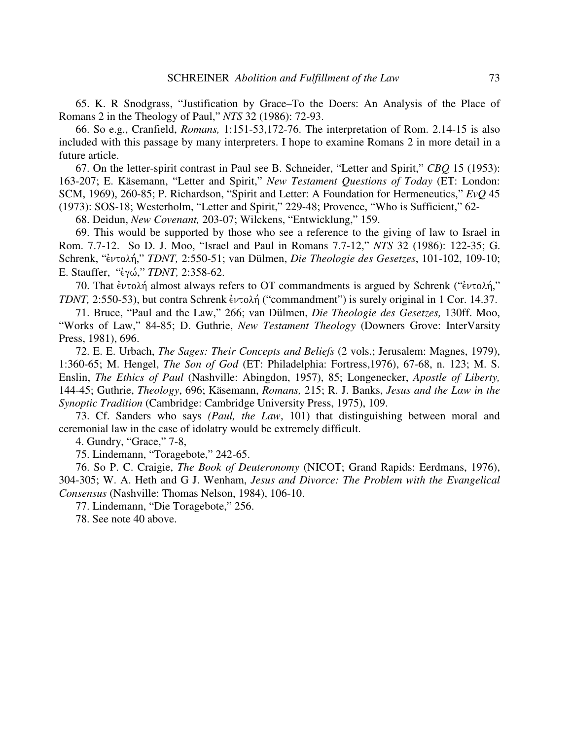65. K. R Snodgrass, "Justification by Grace–To the Doers: An Analysis of the Place of Romans 2 in the Theology of Paul," *NTS* 32 (1986): 72-93.

66. So e.g., Cranfield, *Romans,* 1:151-53,172-76. The interpretation of Rom. 2.14-15 is also included with this passage by many interpreters. I hope to examine Romans 2 in more detail in a future article.

67. On the letter-spirit contrast in Paul see B. Schneider, "Letter and Spirit," *CBQ* 15 (1953): 163-207; E. Käsemann, "Letter and Spirit," *New Testament Questions of Today* (ET: London: SCM, 1969), 260-85; P. Richardson, "Spirit and Letter: A Foundation for Hermeneutics," *EvQ* 45 (1973): SOS-18; Westerholm, "Letter and Spirit," 229-48; Provence, "Who is Sufficient," 62-

68. Deidun, *New Covenant,* 203-07; Wilckens, "Entwicklung," 159.

69. This would be supported by those who see a reference to the giving of law to Israel in Rom. 7.7-12. So D. J. Moo, "Israel and Paul in Romans 7.7-12," *NTS* 32 (1986): 122-35; G. Schrenk, "ἐντολή," *TDNT,* 2:550-51; van Dülmen, *Die Theologie des Gesetzes*, 101-102, 109-10; E. Stauffer, "ἐγώ," *TDNT,* 2:358-62.

70. That ἐντολή almost always refers to OT commandments is argued by Schrenk ("ἐντολή," *TDNT,* 2:550-53), but contra Schrenk ἐντολή ("commandment") is surely original in 1 Cor. 14.37.

71. Bruce, "Paul and the Law," 266; van Dülmen, *Die Theologie des Gesetzes,* 130ff. Moo, "Works of Law," 84-85; D. Guthrie, *New Testament Theology* (Downers Grove: InterVarsity Press, 1981), 696.

72. E. E. Urbach, *The Sages: Their Concepts and Beliefs* (2 vols.; Jerusalem: Magnes, 1979), 1:360-65; M. Hengel, *The Son of God* (ET: Philadelphia: Fortress,1976), 67-68, n. 123; M. S. Enslin, *The Ethics of Paul* (Nashville: Abingdon, 1957), 85; Longenecker, *Apostle of Liberty,* 144-45; Guthrie, *Theology*, 696; Käsemann, *Romans,* 215; R. J. Banks, *Jesus and the Law in the Synoptic Tradition* (Cambridge: Cambridge University Press, 1975), 109.

73. Cf. Sanders who says *(Paul, the Law*, 101) that distinguishing between moral and ceremonial law in the case of idolatry would be extremely difficult.

4. Gundry, "Grace," 7-8,

75. Lindemann, "Toragebote," 242-65.

76. So P. C. Craigie, *The Book of Deuteronomy* (NICOT; Grand Rapids: Eerdmans, 1976), 304-305; W. A. Heth and G J. Wenham, *Jesus and Divorce: The Problem with the Evangelical Consensus* (Nashville: Thomas Nelson, 1984), 106-10.

77. Lindemann, "Die Toragebote," 256.

78. See note 40 above.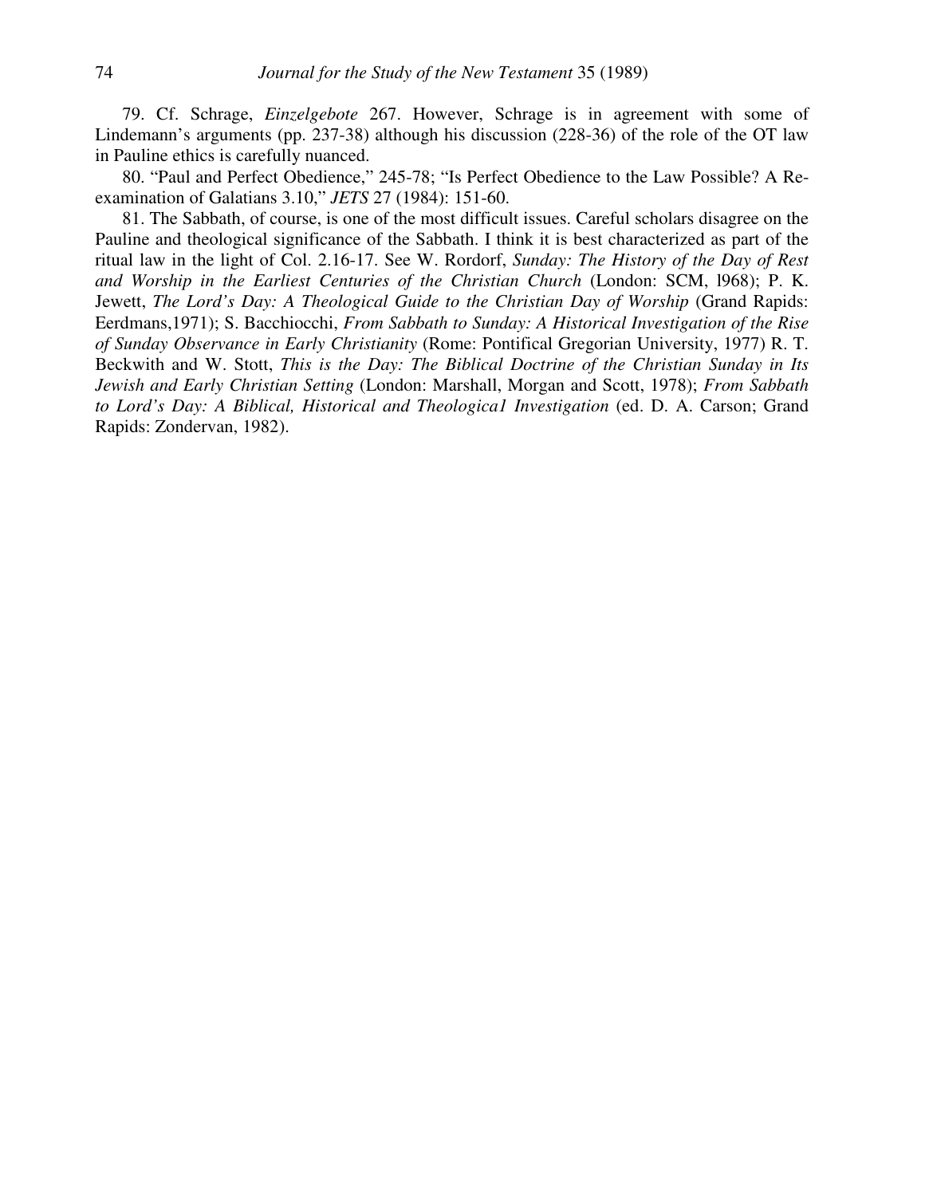79. Cf. Schrage, *Einzelgebote* 267. However, Schrage is in agreement with some of Lindemann's arguments (pp. 237-38) although his discussion (228-36) of the role of the OT law in Pauline ethics is carefully nuanced.

80. "Paul and Perfect Obedience," 245-78; "Is Perfect Obedience to the Law Possible? A Re-examination of Galatians 3.10," *JETS* 27 (1984): 151-60.

81. The Sabbath, of course, is one of the most difficult issues. Careful scholars disagree on the Pauline and theological significance of the Sabbath. I think it is best characterized as part of the ritual law in the light of Col. 2.16-17. See W. Rordorf, *Sunday: The History of the Day of Rest and Worship in the Earliest Centuries of the Christian Church* (London: SCM, l968); P. K. Jewett, *The Lord's Day: A Theological Guide to the Christian Day of Worship* (Grand Rapids: Eerdmans,1971); S. Bacchiocchi, *From Sabbath to Sunday: A Historical Investigation of the Rise of Sunday Observance in Early Christianity* (Rome: Pontifical Gregorian University, 1977) R. T. Beckwith and W. Stott, *This is the Day: The Biblical Doctrine of the Christian Sunday in Its Jewish and Early Christian Setting* (London: Marshall, Morgan and Scott, 1978); *From Sabbath to Lord's Day: A Biblical, Historical and Theologica1 Investigation* (ed. D. A. Carson; Grand Rapids: Zondervan, 1982).